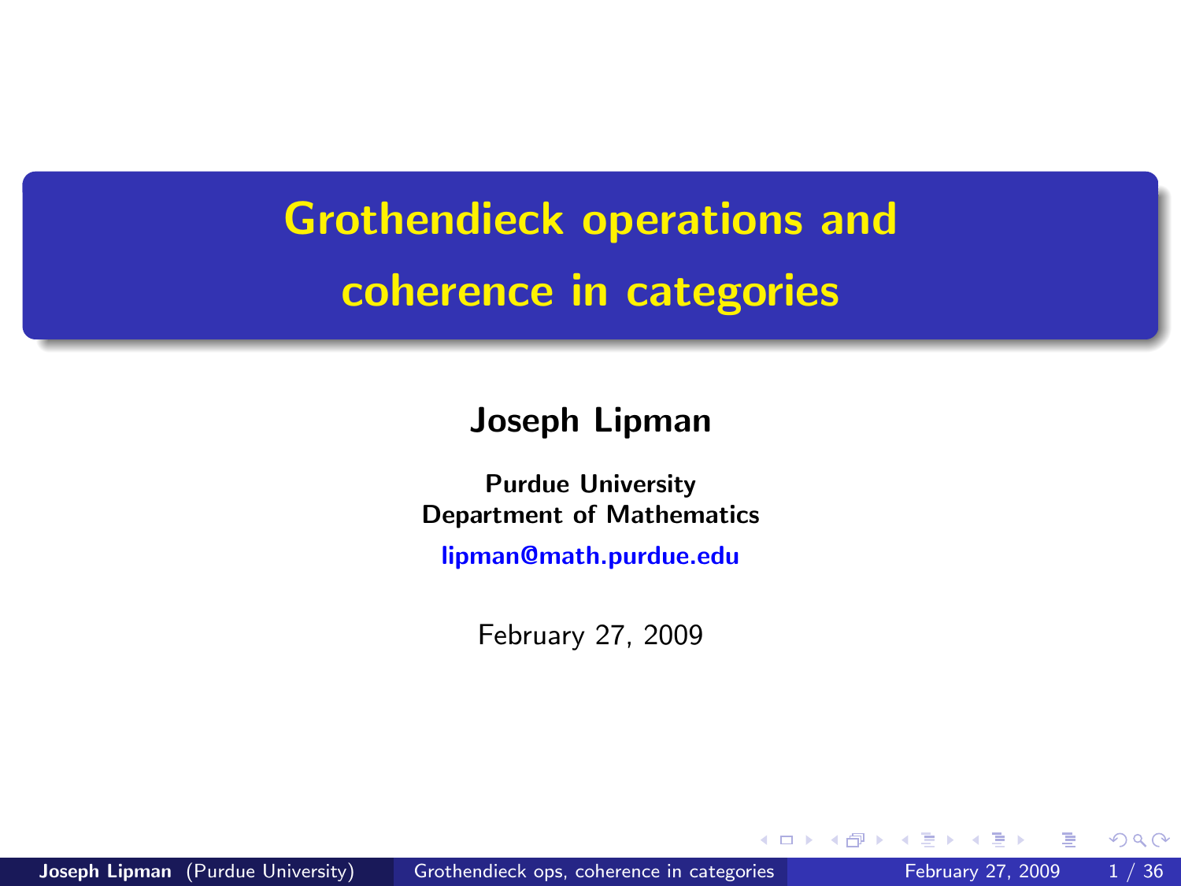# Grothendieck operations and coherence in categories

**Joseph Lipman**

**Purdue University**
**Department of Mathematics**

**lipman@math.purdue.edu**

February 27, 2009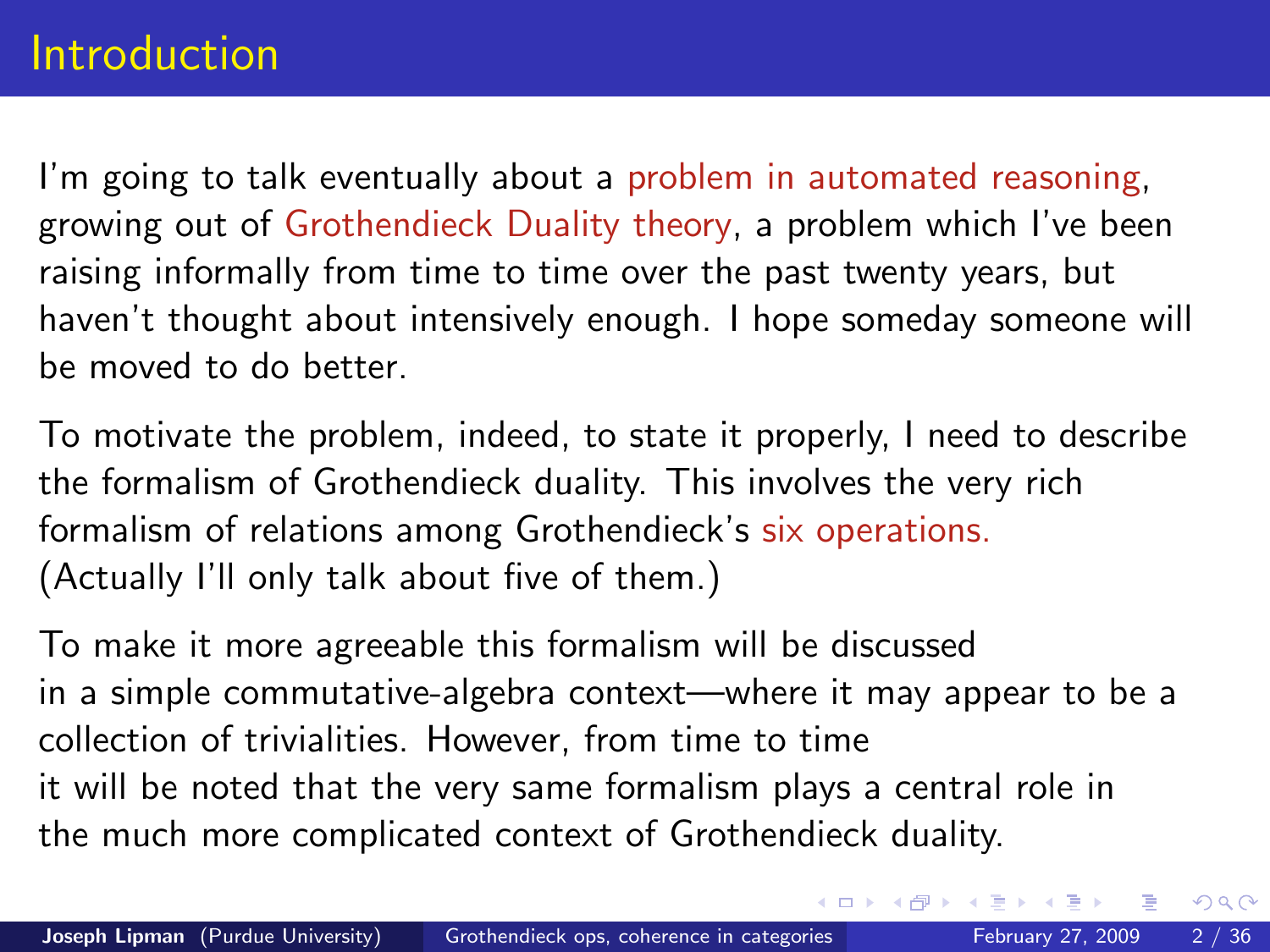# Introduction

I'm going to talk eventually about a problem in automated reasoning, growing out of Grothendieck Duality theory, a problem which I've been raising informally from time to time over the past twenty years, but haven't thought about intensively enough. I hope someday someone will be moved to do better.

To motivate the problem, indeed, to state it properly, I need to describe the formalism of Grothendieck duality. This involves the very rich formalism of relations among Grothendieck's six operations. (Actually I'll only talk about five of them.)

To make it more agreeable this formalism will be discussed in a simple commutative-algebra context—where it may appear to be a collection of trivialities. However, from time to time it will be noted that the very same formalism plays a central role in the much more complicated context of Grothendieck duality.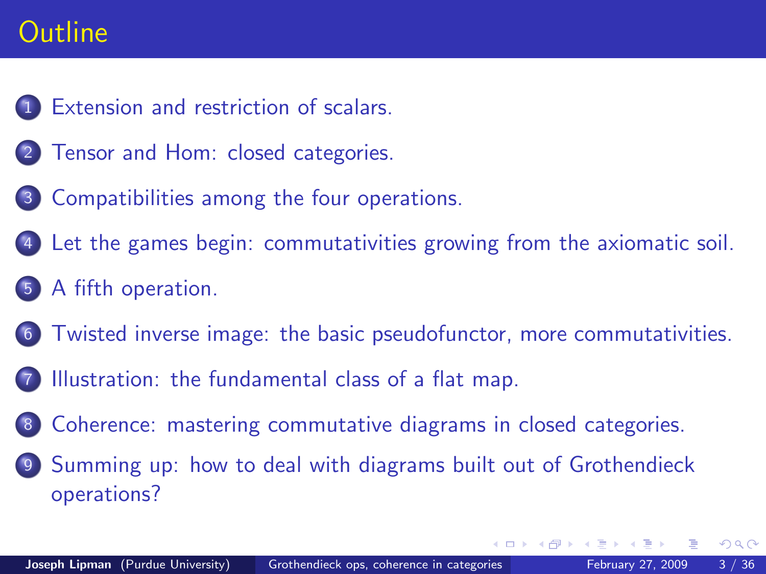# Outline

1. Extension and restriction of scalars.
2. Tensor and Hom: closed categories.
3. Compatibilities among the four operations.
4. Let the games begin: commutativities growing from the axiomatic soil.
5. A fifth operation.
6. Twisted inverse image: the basic pseudofunctor, more commutativities.
7. Illustration: the fundamental class of a flat map.
8. Coherence: mastering commutative diagrams in closed categories.
9. Summing up: how to deal with diagrams built out of Grothendieck operations?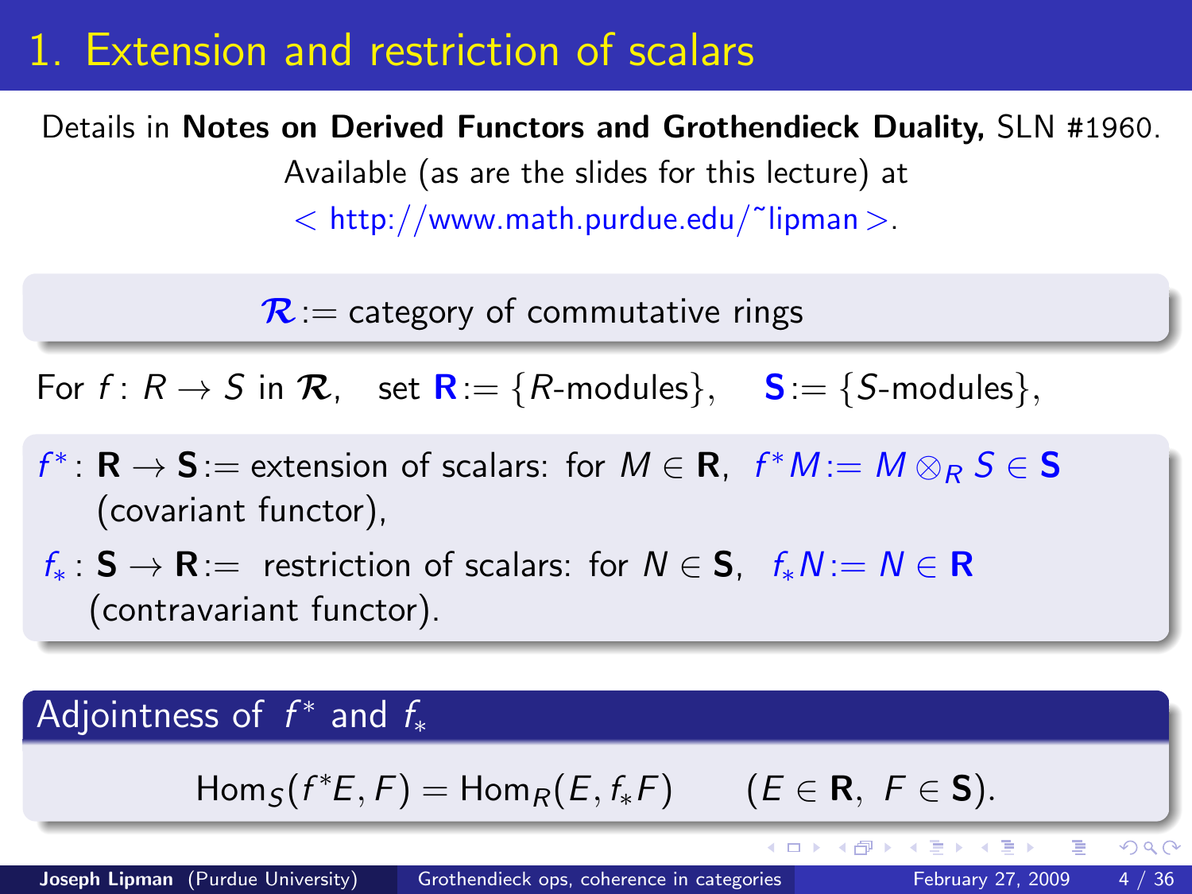# 1. Extension and restriction of scalars

Details in **Notes on Derived Functors and Grothendieck Duality,** SLN #1960. Available (as are the slides for this lecture) at < http://www.math.purdue.edu/~lipman >.

$\mathcal{R} :=$ category of commutative rings

For $f\colon R \to S$ in $\mathcal{R}$, set $\mathbf{R} := \{R\text{-modules}\}$, $\mathbf{S} := \{S\text{-modules}\}$,

$f^*\colon \mathbf{R} \to \mathbf{S} :=$ extension of scalars: for $M \in \mathbf{R}$, $f^*M := M \otimes_R S \in \mathbf{S}$ (covariant functor),

$f_*\colon \mathbf{S} \to \mathbf{R} :=$ restriction of scalars: for $N \in \mathbf{S}$, $f_*N := N \in \mathbf{R}$ (contravariant functor).

## Adjointness of $f^*$ and $f_*$

$$\mathrm{Hom}_S(f^*E, F) = \mathrm{Hom}_R(E, f_*F) \qquad (E \in \mathbf{R},\ F \in \mathbf{S}).$$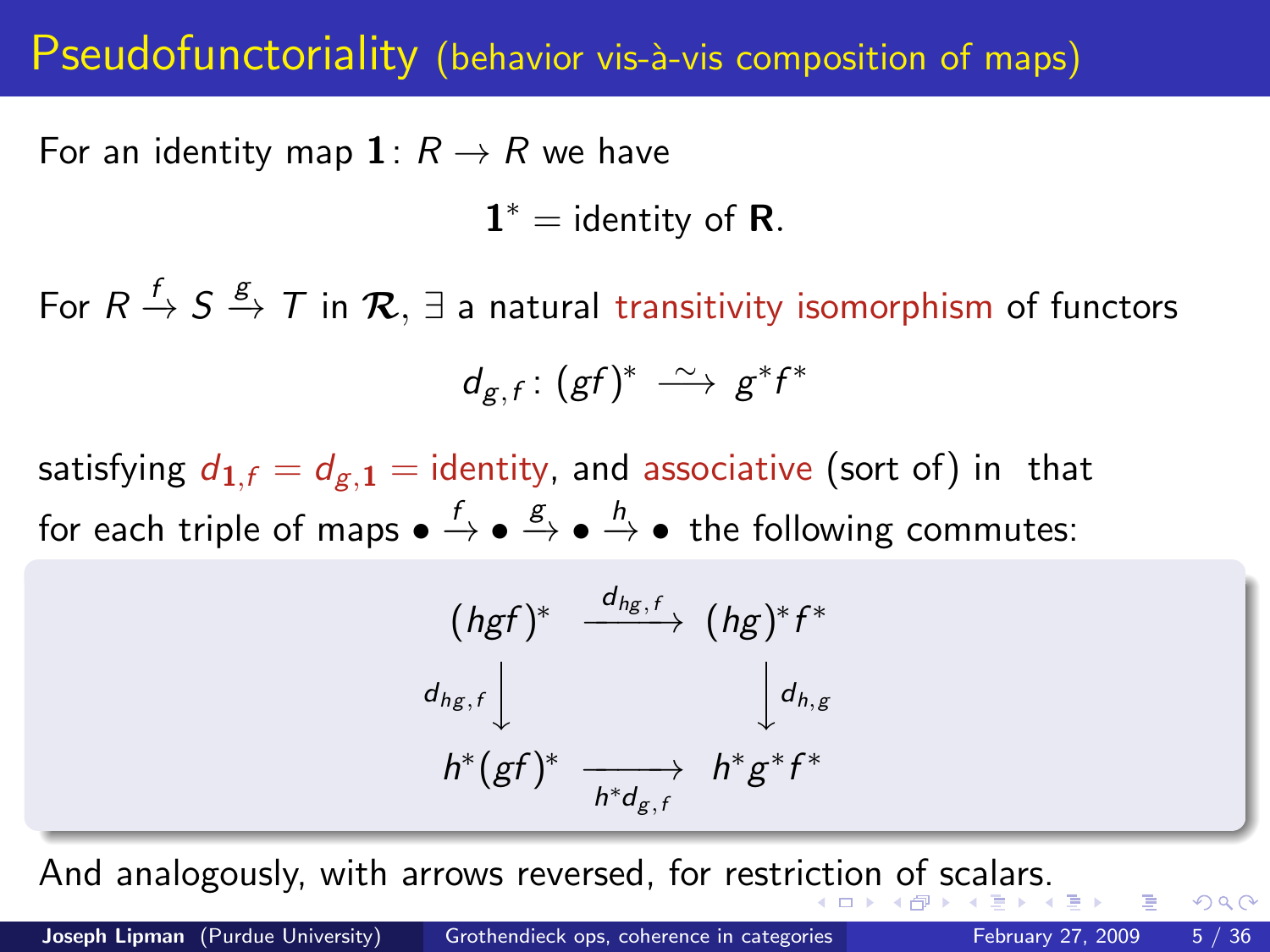# Pseudofunctoriality (behavior vis-à-vis composition of maps)

For an identity map $\mathbf{1}\colon R \to R$ we have

$$\mathbf{1}^* = \text{identity of } \mathbf{R}.$$

For $R \xrightarrow{f} S \xrightarrow{g} T$ in $\boldsymbol{\mathcal{R}}$, $\exists$ a natural transitivity isomorphism of functors

$$d_{g,f}\colon (gf)^* \xrightarrow{\ \sim\ } g^*f^*$$

satisfying $d_{\mathbf{1},f} = d_{g,\mathbf{1}} = \text{identity}$, and associative (sort of) in that for each triple of maps $\bullet \xrightarrow{f} \bullet \xrightarrow{g} \bullet \xrightarrow{h} \bullet$ the following commutes:

$$\begin{array}{ccc}
(hgf)^* & \xrightarrow{d_{hg,f}} & (hg)^*f^* \\
{\scriptstyle d_{hg,f}}\big\downarrow & & \big\downarrow{\scriptstyle d_{h,g}} \\
h^*(gf)^* & \xrightarrow[h^*d_{g,f}]{} & h^*g^*f^*
\end{array}$$

And analogously, with arrows reversed, for restriction of scalars.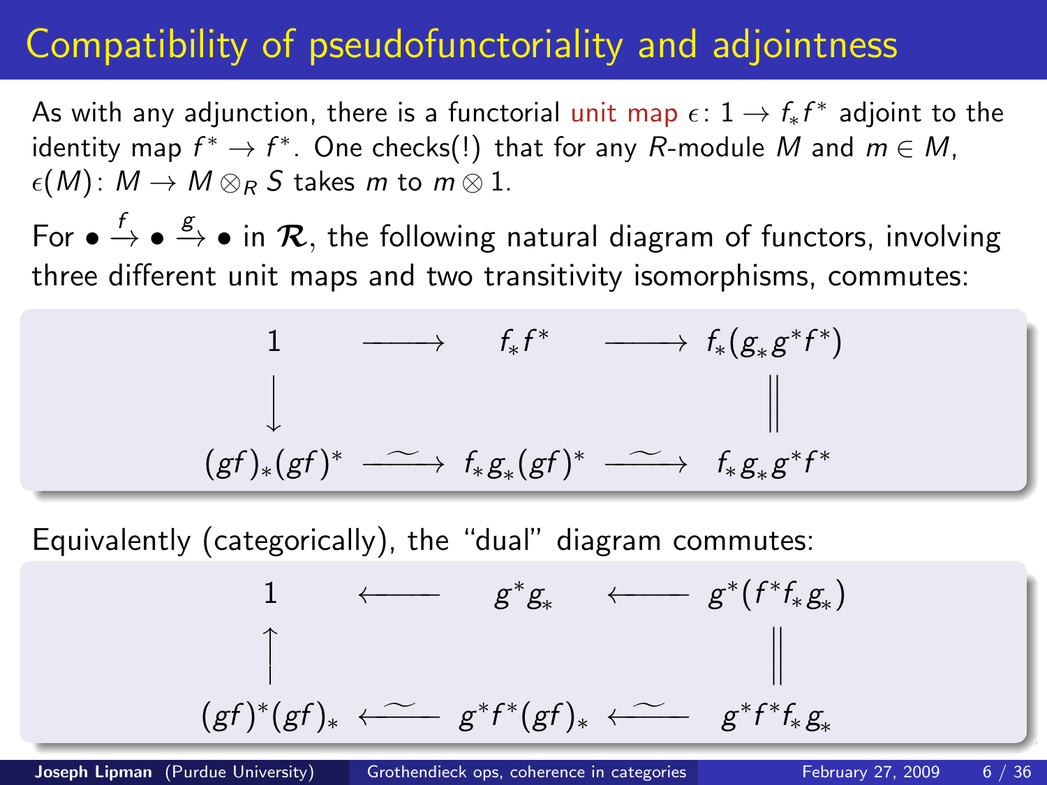# Compatibility of pseudofunctoriality and adjointness

As with any adjunction, there is a functorial unit map $\epsilon\colon 1 \to f_*f^*$ adjoint to the identity map $f^* \to f^*$. One checks(!) that for any $R$-module $M$ and $m \in M$, $\epsilon(M)\colon M \to M \otimes_R S$ takes $m$ to $m \otimes 1$.

For $\bullet \xrightarrow{f} \bullet \xrightarrow{g} \bullet$ in $\boldsymbol{\mathcal{R}}$, the following natural diagram of functors, involving three different unit maps and two transitivity isomorphisms, commutes:

$$
\begin{array}{ccccc}
1 & \longrightarrow & f_*f^* & \longrightarrow & f_*(g_*g^*f^*) \\
\big\downarrow & & & & \big\| \\
(gf)_*(gf)^* & \xrightarrow{\;\sim\;} & f_*g_*(gf)^* & \xrightarrow{\;\sim\;} & f_*g_*g^*f^*
\end{array}
$$

Equivalently (categorically), the "dual" diagram commutes:

$$
\begin{array}{ccccc}
1 & \longleftarrow & g^*g_* & \longleftarrow & g^*(f^*f_*g_*) \\
\big\uparrow & & & & \big\| \\
(gf)^*(gf)_* & \xleftarrow{\;\sim\;} & g^*f^*(gf)_* & \xleftarrow{\;\sim\;} & g^*f^*f_*g_*
\end{array}
$$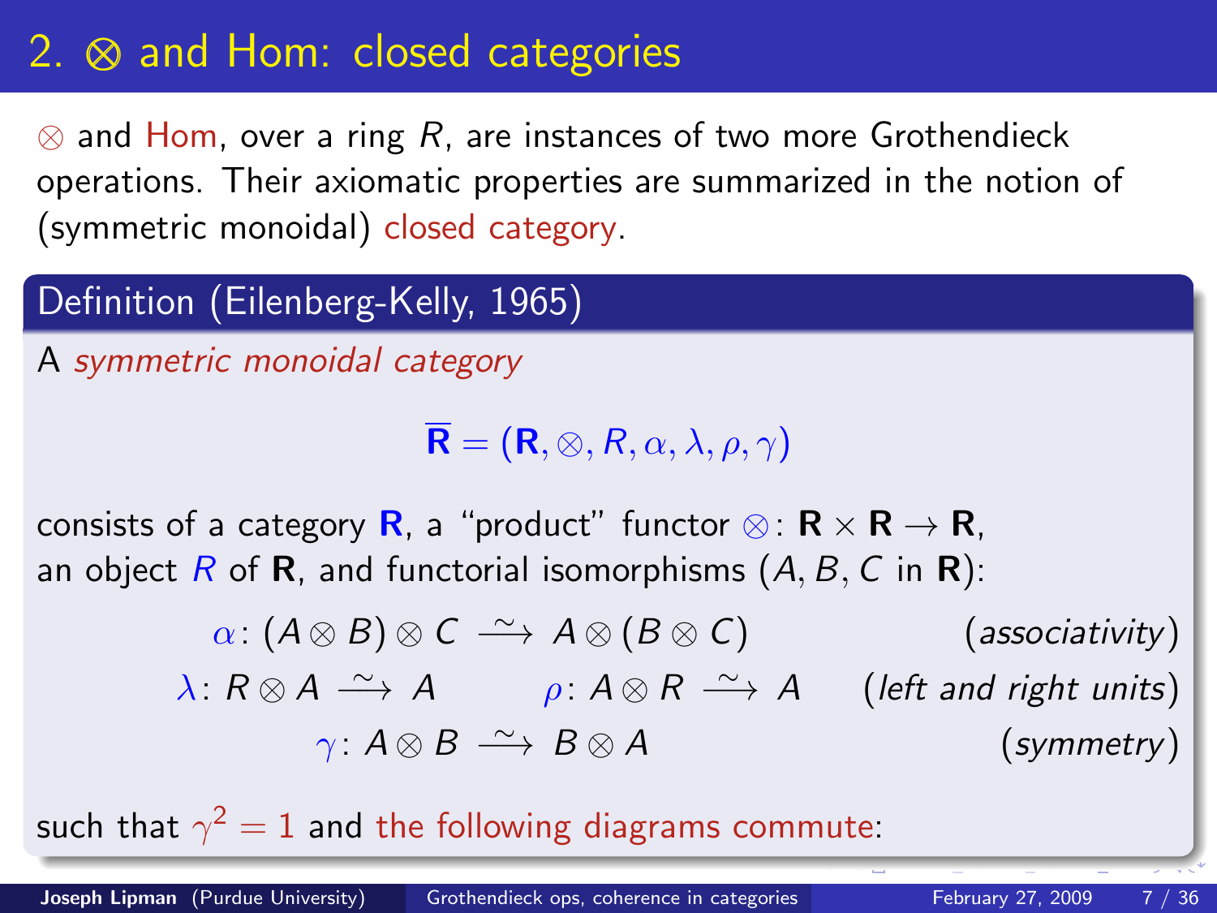# 2. $\otimes$ and Hom: closed categories

$\otimes$ and Hom, over a ring $R$, are instances of two more Grothendieck operations. Their axiomatic properties are summarized in the notion of (symmetric monoidal) closed category.

**Definition (Eilenberg-Kelly, 1965)**

A *symmetric monoidal category*

$$\overline{\mathbf{R}} = (\mathbf{R}, \otimes, R, \alpha, \lambda, \rho, \gamma)$$

consists of a category $\mathbf{R}$, a "product" functor $\otimes \colon \mathbf{R} \times \mathbf{R} \to \mathbf{R}$, an object $R$ of $\mathbf{R}$, and functorial isomorphisms ($A, B, C$ in $\mathbf{R}$):

$$\alpha \colon (A \otimes B) \otimes C \xrightarrow{\sim} A \otimes (B \otimes C) \qquad (\textit{associativity})$$

$$\lambda \colon R \otimes A \xrightarrow{\sim} A \qquad \rho \colon A \otimes R \xrightarrow{\sim} A \qquad (\textit{left and right units})$$

$$\gamma \colon A \otimes B \xrightarrow{\sim} B \otimes A \qquad (\textit{symmetry})$$

such that $\gamma^2 = 1$ and the following diagrams commute: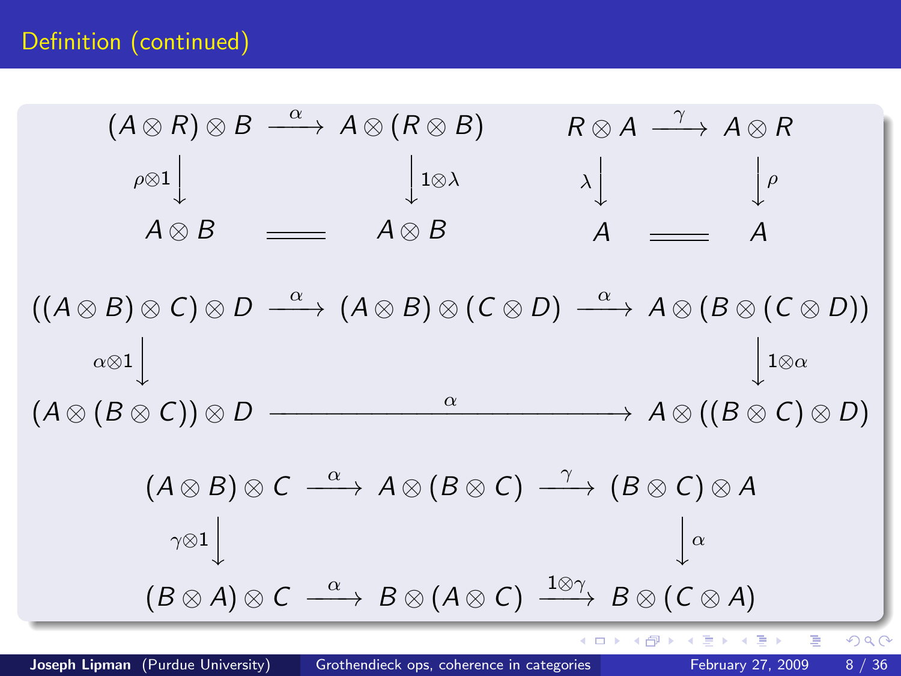## Definition (continued)

$$
\begin{array}{ccc}
(A\otimes R)\otimes B & \xrightarrow{\ \alpha\ } & A\otimes(R\otimes B) \\
{\scriptstyle \rho\otimes 1}\big\downarrow & & \big\downarrow{\scriptstyle 1\otimes\lambda} \\
A\otimes B & = & A\otimes B
\end{array}
\qquad
\begin{array}{ccc}
R\otimes A & \xrightarrow{\ \gamma\ } & A\otimes R \\
{\scriptstyle \lambda}\big\downarrow & & \big\downarrow{\scriptstyle \rho} \\
A & = & A
\end{array}
$$

$$
\begin{array}{ccccc}
((A\otimes B)\otimes C)\otimes D & \xrightarrow{\ \alpha\ } & (A\otimes B)\otimes(C\otimes D) & \xrightarrow{\ \alpha\ } & A\otimes(B\otimes(C\otimes D)) \\
{\scriptstyle \alpha\otimes 1}\big\downarrow & & & & \big\downarrow{\scriptstyle 1\otimes\alpha} \\
(A\otimes(B\otimes C))\otimes D & & \xrightarrow{\qquad\quad \alpha \qquad\quad} & & A\otimes((B\otimes C)\otimes D)
\end{array}
$$

$$
\begin{array}{ccccc}
(A\otimes B)\otimes C & \xrightarrow{\ \alpha\ } & A\otimes(B\otimes C) & \xrightarrow{\ \gamma\ } & (B\otimes C)\otimes A \\
{\scriptstyle \gamma\otimes 1}\big\downarrow & & & & \big\downarrow{\scriptstyle \alpha} \\
(B\otimes A)\otimes C & \xrightarrow{\ \alpha\ } & B\otimes(A\otimes C) & \xrightarrow{\ 1\otimes\gamma\ } & B\otimes(C\otimes A)
\end{array}
$$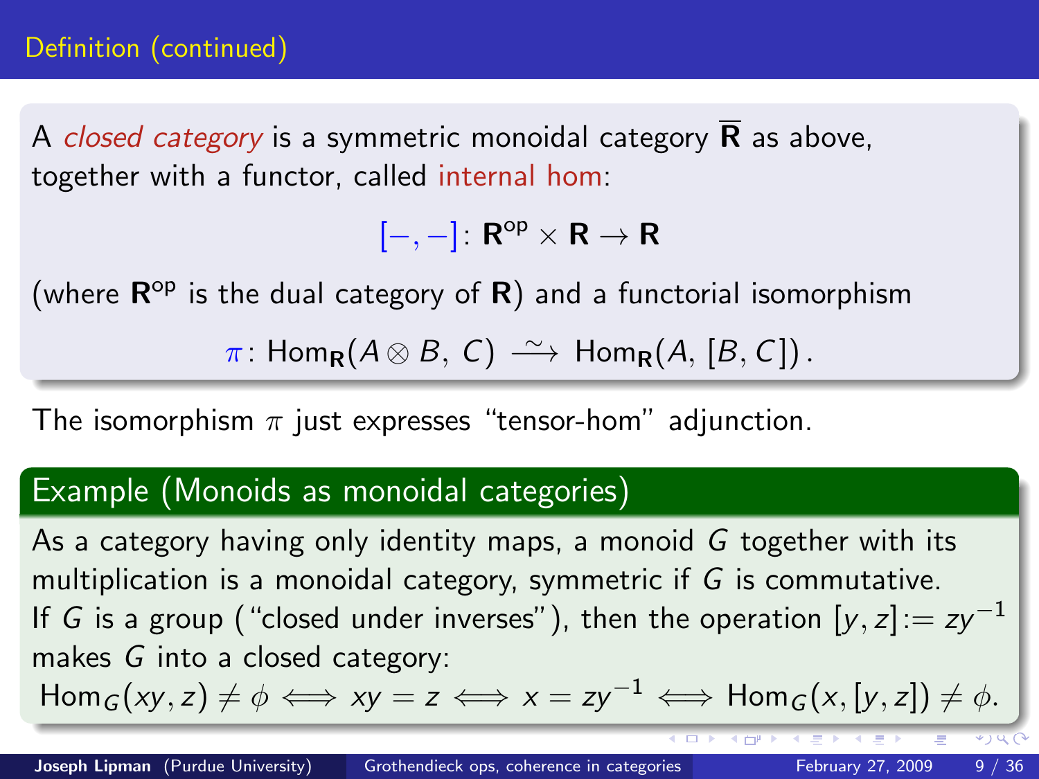## Definition (continued)

A *closed category* is a symmetric monoidal category $\overline{\mathbf{R}}$ as above, together with a functor, called internal hom:

$$[-,-]\colon \mathbf{R}^{\mathrm{op}} \times \mathbf{R} \to \mathbf{R}$$

(where $\mathbf{R}^{\mathrm{op}}$ is the dual category of $\mathbf{R}$) and a functorial isomorphism

$$\pi\colon \mathrm{Hom}_{\mathbf{R}}(A \otimes B,\, C) \xrightarrow{\sim} \mathrm{Hom}_{\mathbf{R}}(A,\, [B, C])\,.$$

The isomorphism $\pi$ just expresses "tensor-hom" adjunction.

### Example (Monoids as monoidal categories)

As a category having only identity maps, a monoid $G$ together with its multiplication is a monoidal category, symmetric if $G$ is commutative. If $G$ is a group ("closed under inverses"), then the operation $[y, z] := zy^{-1}$ makes $G$ into a closed category:

$$\mathrm{Hom}_G(xy, z) \neq \phi \iff xy = z \iff x = zy^{-1} \iff \mathrm{Hom}_G(x, [y, z]) \neq \phi.$$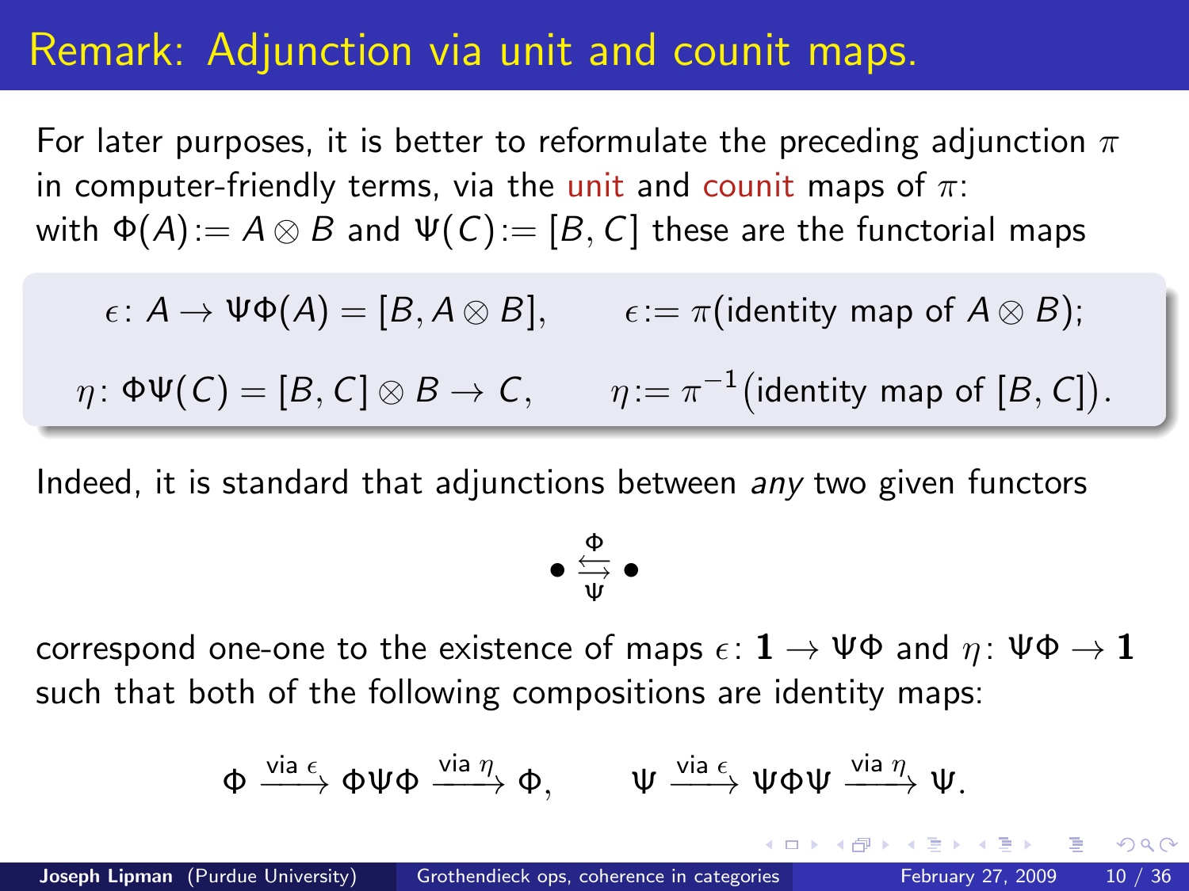# Remark: Adjunction via unit and counit maps.

For later purposes, it is better to reformulate the preceding adjunction $\pi$ in computer-friendly terms, via the unit and counit maps of $\pi$: with $\Phi(A) := A \otimes B$ and $\Psi(C) := [B, C]$ these are the functorial maps

$$\epsilon\colon A \to \Psi\Phi(A) = [B, A \otimes B], \qquad \epsilon := \pi(\text{identity map of } A \otimes B);$$

$$\eta\colon \Phi\Psi(C) = [B, C] \otimes B \to C, \qquad \eta := \pi^{-1}\big(\text{identity map of } [B, C]\big).$$

Indeed, it is standard that adjunctions between *any* two given functors

$$\bullet \underset{\Psi}{\overset{\Phi}{\leftrightarrows}} \bullet$$

correspond one-one to the existence of maps $\epsilon\colon \mathbf{1} \to \Psi\Phi$ and $\eta\colon \Psi\Phi \to \mathbf{1}$ such that both of the following compositions are identity maps:

$$\Phi \xrightarrow{\text{via } \epsilon} \Phi\Psi\Phi \xrightarrow{\text{via } \eta} \Phi, \qquad \Psi \xrightarrow{\text{via } \epsilon} \Psi\Phi\Psi \xrightarrow{\text{via } \eta} \Psi.$$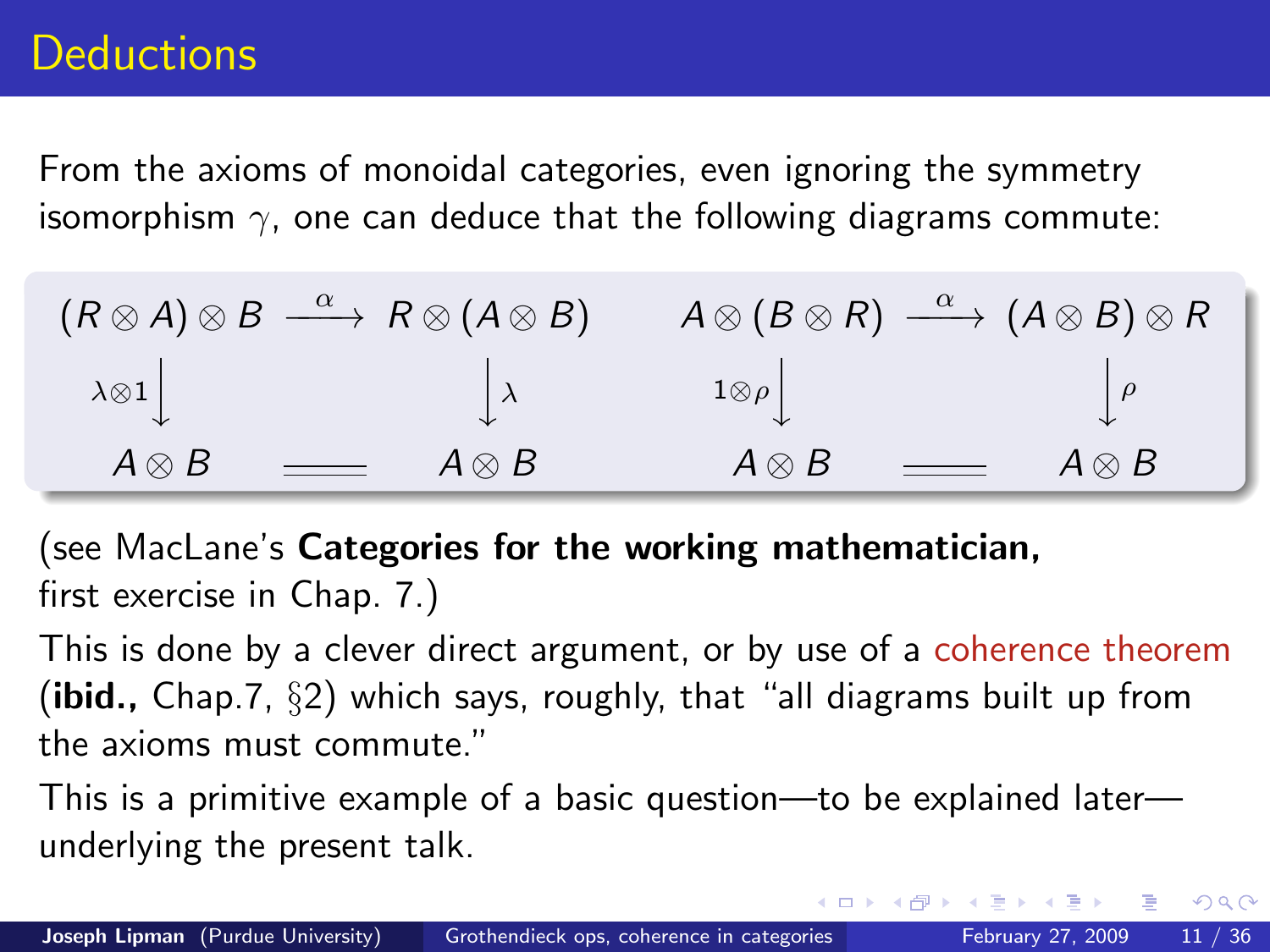# Deductions

From the axioms of monoidal categories, even ignoring the symmetry isomorphism $\gamma$, one can deduce that the following diagrams commute:

$$
\begin{array}{ccc}
(R \otimes A) \otimes B & \xrightarrow{\alpha} & R \otimes (A \otimes B) \\
{\scriptstyle \lambda \otimes 1}\downarrow & & \downarrow{\scriptstyle \lambda} \\
A \otimes B & = & A \otimes B
\end{array}
\qquad
\begin{array}{ccc}
A \otimes (B \otimes R) & \xrightarrow{\alpha} & (A \otimes B) \otimes R \\
{\scriptstyle 1 \otimes \rho}\downarrow & & \downarrow{\scriptstyle \rho} \\
A \otimes B & = & A \otimes B
\end{array}
$$

(see MacLane's **Categories for the working mathematician,** first exercise in Chap. 7.)

This is done by a clever direct argument, or by use of a coherence theorem (**ibid.,** Chap.7, §2) which says, roughly, that "all diagrams built up from the axioms must commute."

This is a primitive example of a basic question—to be explained later—underlying the present talk.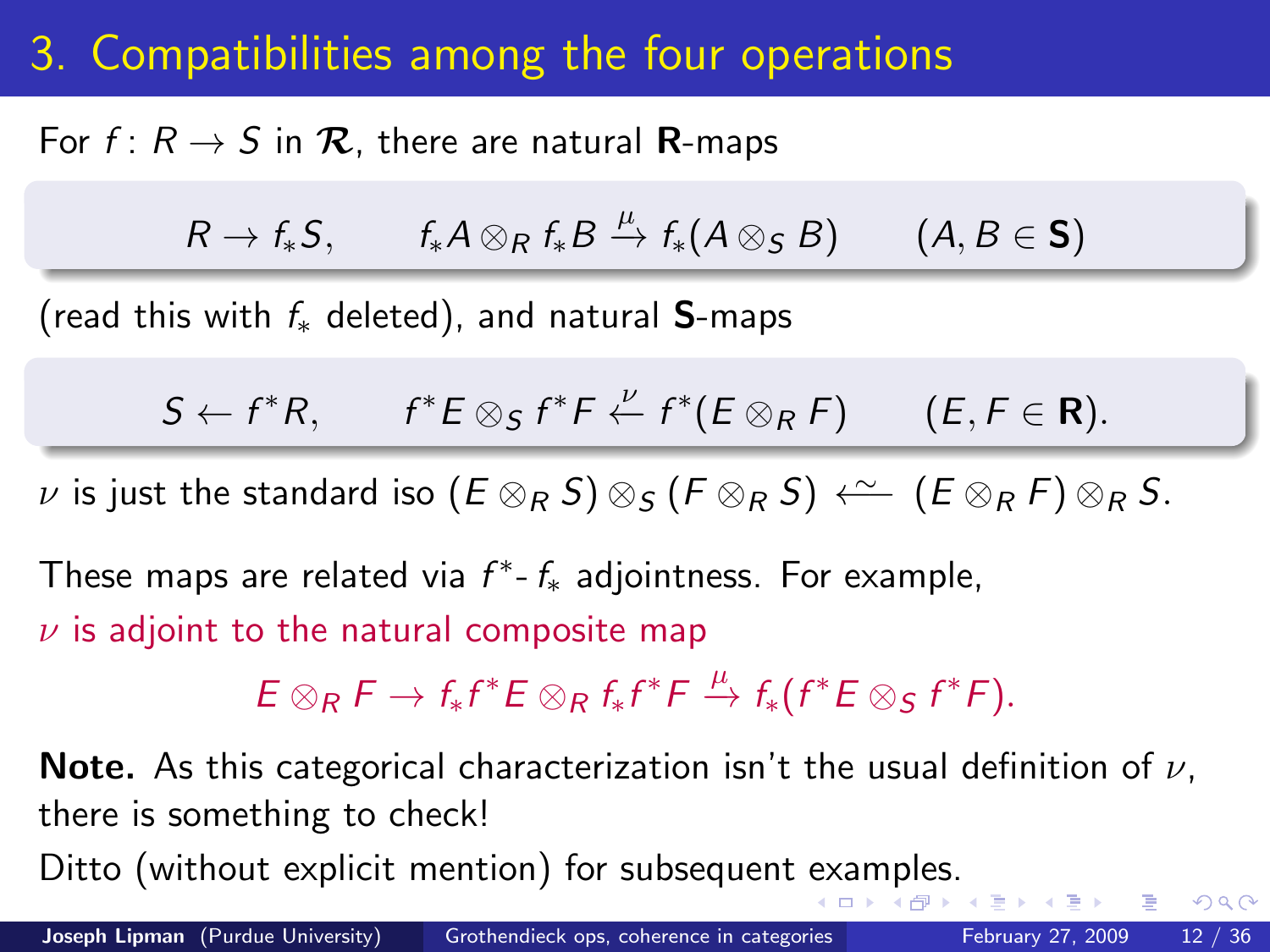# 3. Compatibilities among the four operations

For $f\colon R \to S$ in $\mathcal{R}$, there are natural **R**-maps

$$R \to f_*S, \qquad f_*A \otimes_R f_*B \xrightarrow{\mu} f_*(A \otimes_S B) \qquad (A, B \in \mathbf{S})$$

(read this with $f_*$ deleted), and natural **S**-maps

$$S \leftarrow f^*R, \qquad f^*E \otimes_S f^*F \xleftarrow{\nu} f^*(E \otimes_R F) \qquad (E, F \in \mathbf{R}).$$

$\nu$ is just the standard iso $(E \otimes_R S) \otimes_S (F \otimes_R S) \xleftarrow{\sim} (E \otimes_R F) \otimes_R S$.

These maps are related via $f^*$- $f_*$ adjointness. For example,
$\nu$ is adjoint to the natural composite map

$$E \otimes_R F \to f_*f^*E \otimes_R f_*f^*F \xrightarrow{\mu} f_*(f^*E \otimes_S f^*F).$$

**Note.** As this categorical characterization isn't the usual definition of $\nu$, there is something to check!

Ditto (without explicit mention) for subsequent examples.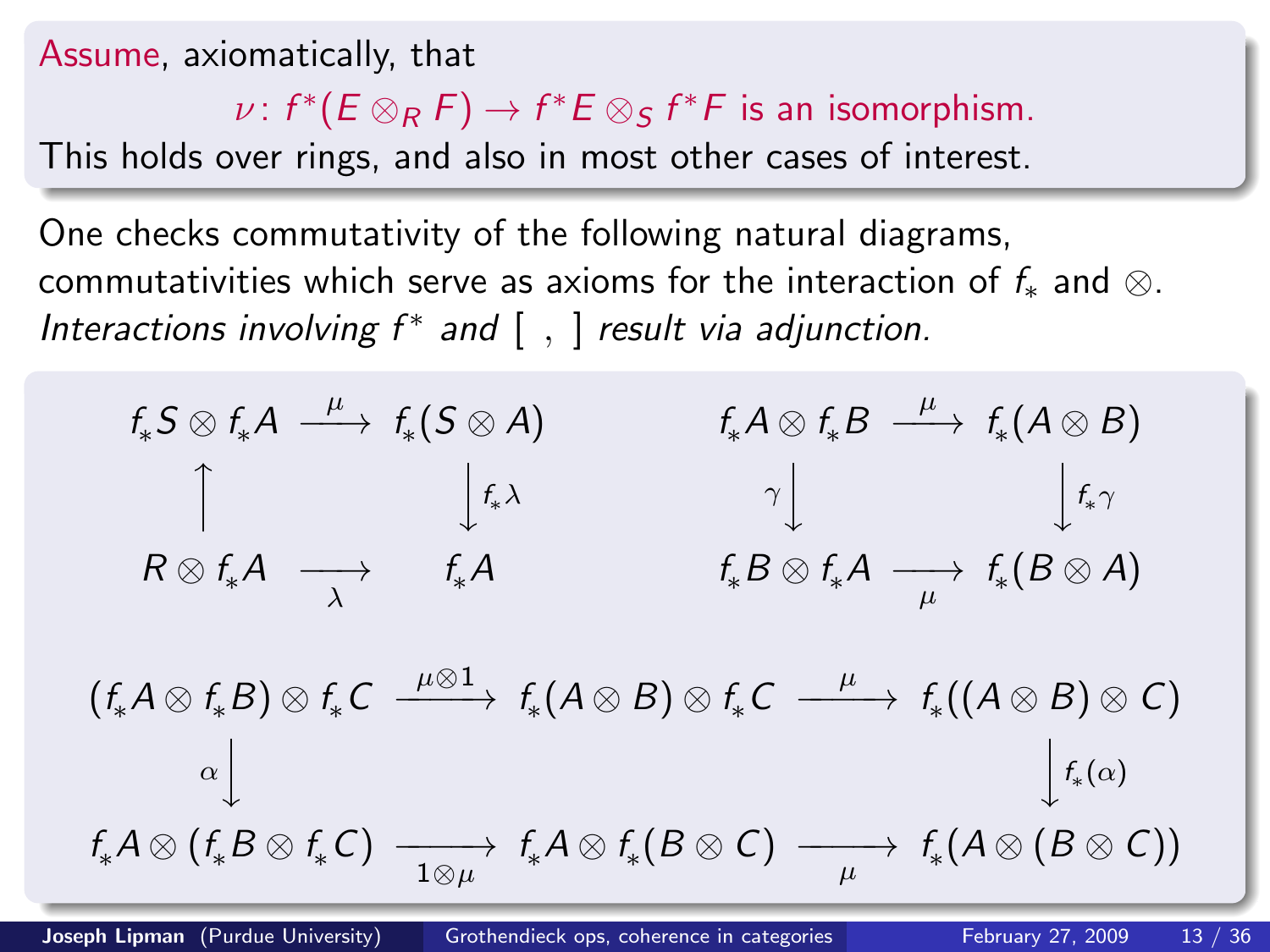Assume, axiomatically, that

$$\nu\colon f^*(E \otimes_R F) \to f^*E \otimes_S f^*F \text{ is an isomorphism.}$$

This holds over rings, and also in most other cases of interest.

One checks commutativity of the following natural diagrams, commutativities which serve as axioms for the interaction of $f_*$ and $\otimes$. *Interactions involving $f^*$ and $[\ ,\ ]$ result via adjunction.*

$$\begin{array}{ccc}
f_*S \otimes f_*A & \xrightarrow{\ \mu\ } & f_*(S \otimes A) \\
\uparrow & & \big\downarrow{\scriptstyle f_*\lambda} \\
R \otimes f_*A & \xrightarrow[\lambda]{} & f_*A
\end{array}
\qquad\qquad
\begin{array}{ccc}
f_*A \otimes f_*B & \xrightarrow{\ \mu\ } & f_*(A \otimes B) \\
{\scriptstyle \gamma}\big\downarrow & & \big\downarrow{\scriptstyle f_*\gamma} \\
f_*B \otimes f_*A & \xrightarrow[\mu]{} & f_*(B \otimes A)
\end{array}$$

$$\begin{array}{ccccc}
(f_*A \otimes f_*B) \otimes f_*C & \xrightarrow{\ \mu\otimes 1\ } & f_*(A \otimes B) \otimes f_*C & \xrightarrow{\ \mu\ } & f_*((A \otimes B) \otimes C) \\
{\scriptstyle \alpha}\big\downarrow & & & & \big\downarrow{\scriptstyle f_*(\alpha)} \\
f_*A \otimes (f_*B \otimes f_*C) & \xrightarrow[1\otimes\mu]{} & f_*A \otimes f_*(B \otimes C) & \xrightarrow[\mu]{} & f_*(A \otimes (B \otimes C))
\end{array}$$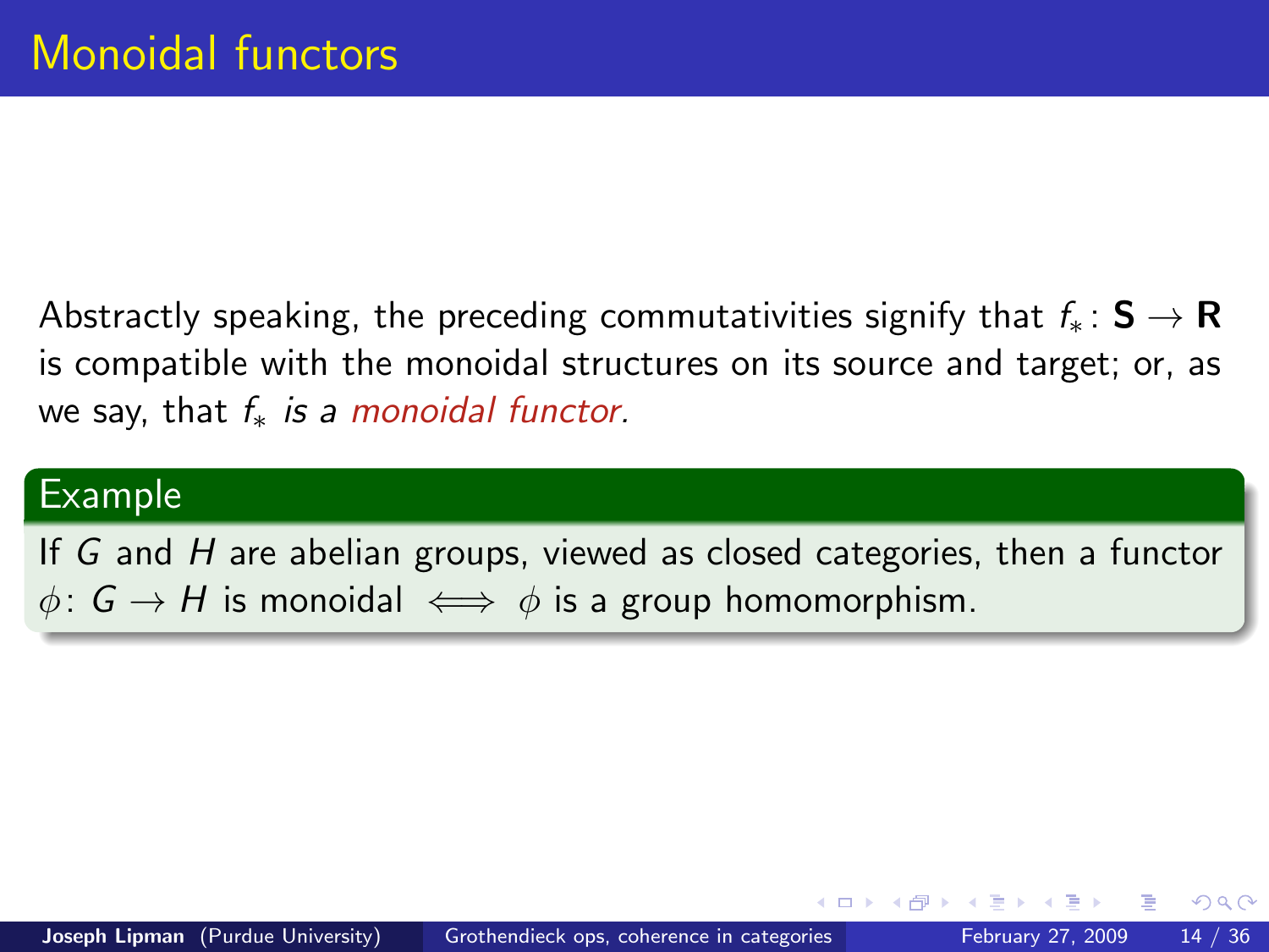# Monoidal functors

Abstractly speaking, the preceding commutativities signify that $f_*\colon \mathbf{S} \to \mathbf{R}$ is compatible with the monoidal structures on its source and target; or, as we say, that $f_*$ *is a monoidal functor.*

**Example**

If $G$ and $H$ are abelian groups, viewed as closed categories, then a functor $\phi\colon G \to H$ is monoidal $\iff$ $\phi$ is a group homomorphism.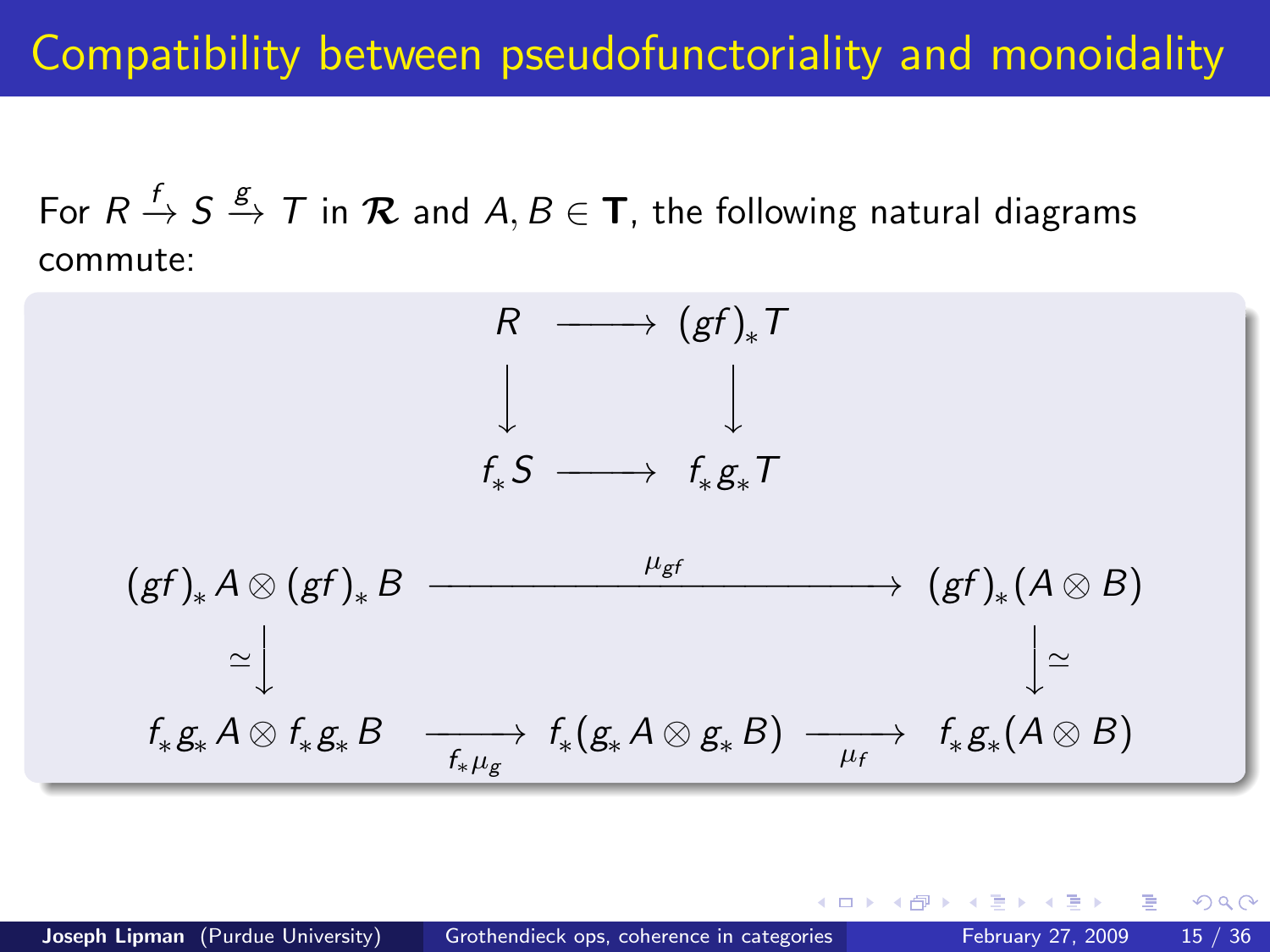# Compatibility between pseudofunctoriality and monoidality

For $R \xrightarrow{f} S \xrightarrow{g} T$ in $\boldsymbol{\mathcal{R}}$ and $A, B \in \mathbf{T}$, the following natural diagrams commute:

$$
\begin{array}{ccc}
R & \longrightarrow & (gf)_* T \\
\downarrow & & \downarrow \\
f_* S & \longrightarrow & f_* g_* T
\end{array}
$$

$$
\begin{array}{ccccc}
(gf)_* A \otimes (gf)_* B & & \xrightarrow{\quad \mu_{gf} \quad} & & (gf)_*(A \otimes B) \\
\simeq \downarrow & & & & \downarrow \simeq \\
f_* g_* A \otimes f_* g_* B & \xrightarrow[f_* \mu_g]{} & f_*(g_* A \otimes g_* B) & \xrightarrow[\mu_f]{} & f_* g_*(A \otimes B)
\end{array}
$$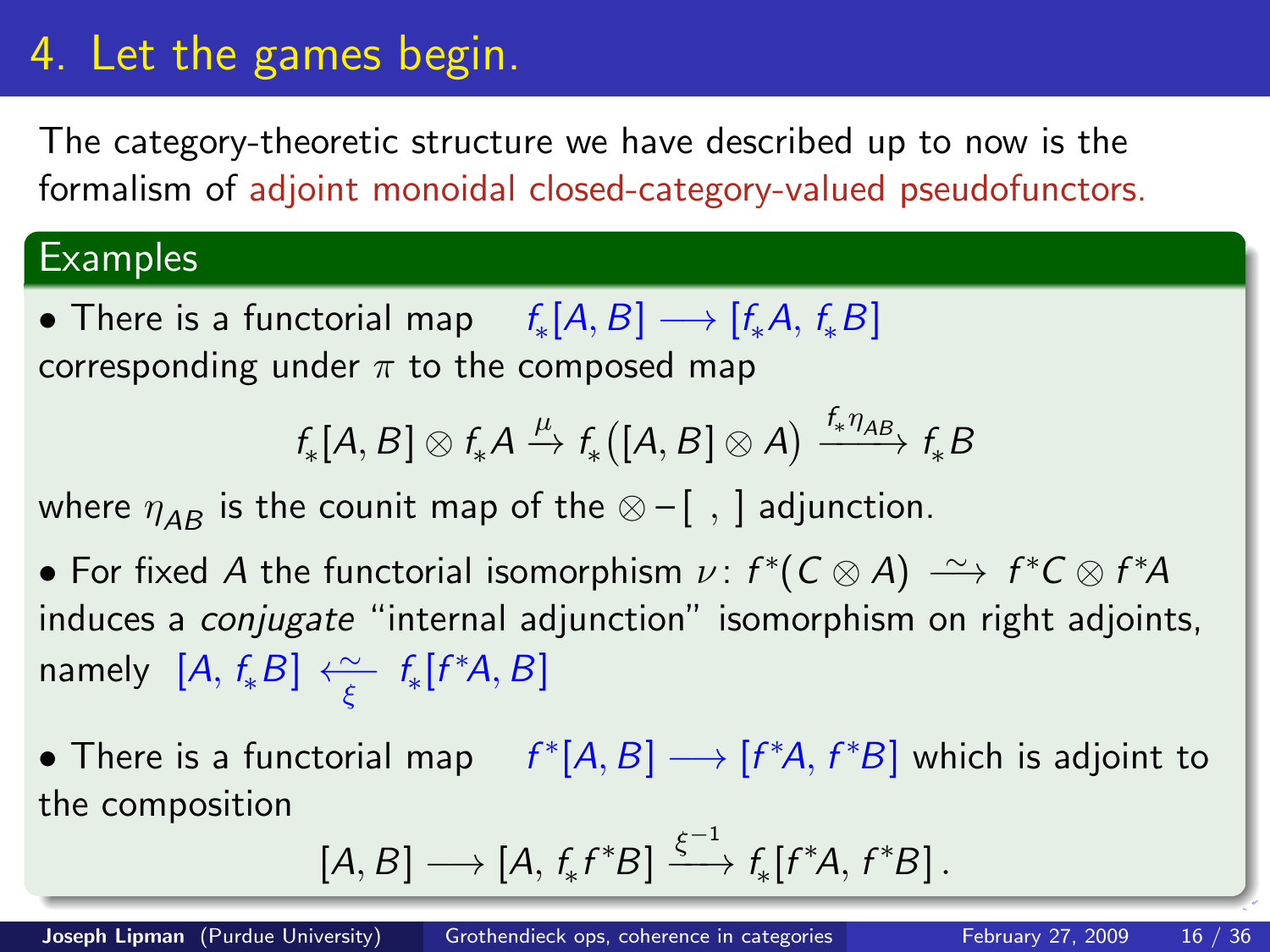# 4. Let the games begin.

The category-theoretic structure we have described up to now is the formalism of adjoint monoidal closed-category-valued pseudofunctors.

## Examples

- There is a functorial map $f_*[A, B] \longrightarrow [f_*A, f_*B]$ corresponding under $\pi$ to the composed map

$$f_*[A, B] \otimes f_*A \xrightarrow{\mu} f_*\big([A, B] \otimes A\big) \xrightarrow{f_*\eta_{AB}} f_*B$$

where $\eta_{AB}$ is the counit map of the $\otimes - [\ ,\ ]$ adjunction.

- For fixed $A$ the functorial isomorphism $\nu\colon f^*(C \otimes A) \xrightarrow{\ \sim\ } f^*C \otimes f^*A$ induces a *conjugate* "internal adjunction" isomorphism on right adjoints, namely $[A, f_*B] \underset{\xi}{\xleftarrow{\ \sim\ }} f_*[f^*A, B]$

- There is a functorial map $f^*[A, B] \longrightarrow [f^*A, f^*B]$ which is adjoint to the composition

$$[A, B] \longrightarrow [A, f_*f^*B] \xrightarrow{\xi^{-1}} f_*[f^*A, f^*B]\,.$$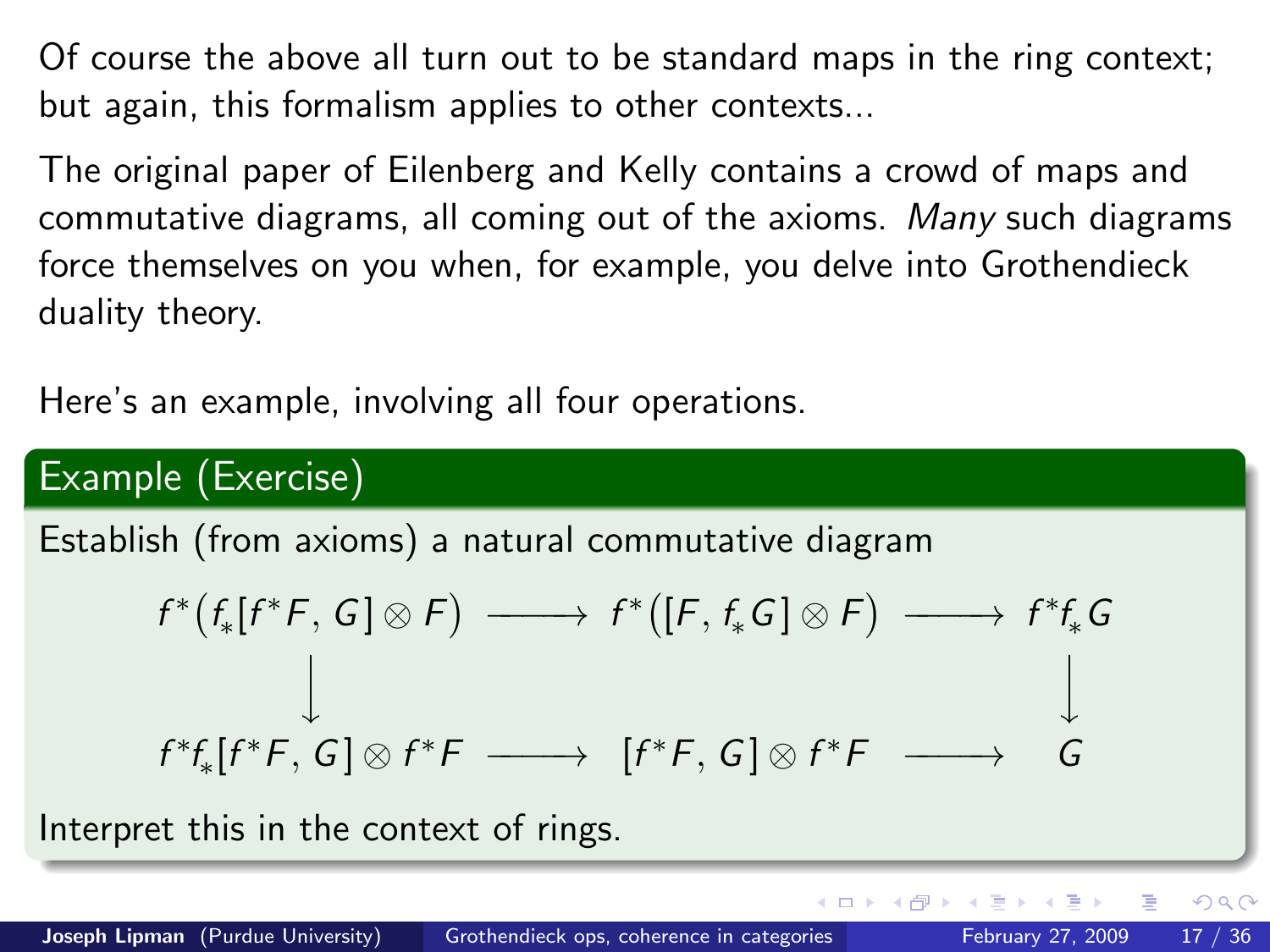Of course the above all turn out to be standard maps in the ring context; but again, this formalism applies to other contexts...

The original paper of Eilenberg and Kelly contains a crowd of maps and commutative diagrams, all coming out of the axioms. *Many* such diagrams force themselves on you when, for example, you delve into Grothendieck duality theory.

Here's an example, involving all four operations.

**Example (Exercise)**

Establish (from axioms) a natural commutative diagram

$$
\begin{array}{ccccc}
f^*\big(f_*[f^*F, G] \otimes F\big) & \longrightarrow & f^*\big([F, f_*G] \otimes F\big) & \longrightarrow & f^*f_*G \\
\big\downarrow & & & & \big\downarrow \\
f^*f_*[f^*F, G] \otimes f^*F & \longrightarrow & [f^*F, G] \otimes f^*F & \longrightarrow & G
\end{array}
$$

Interpret this in the context of rings.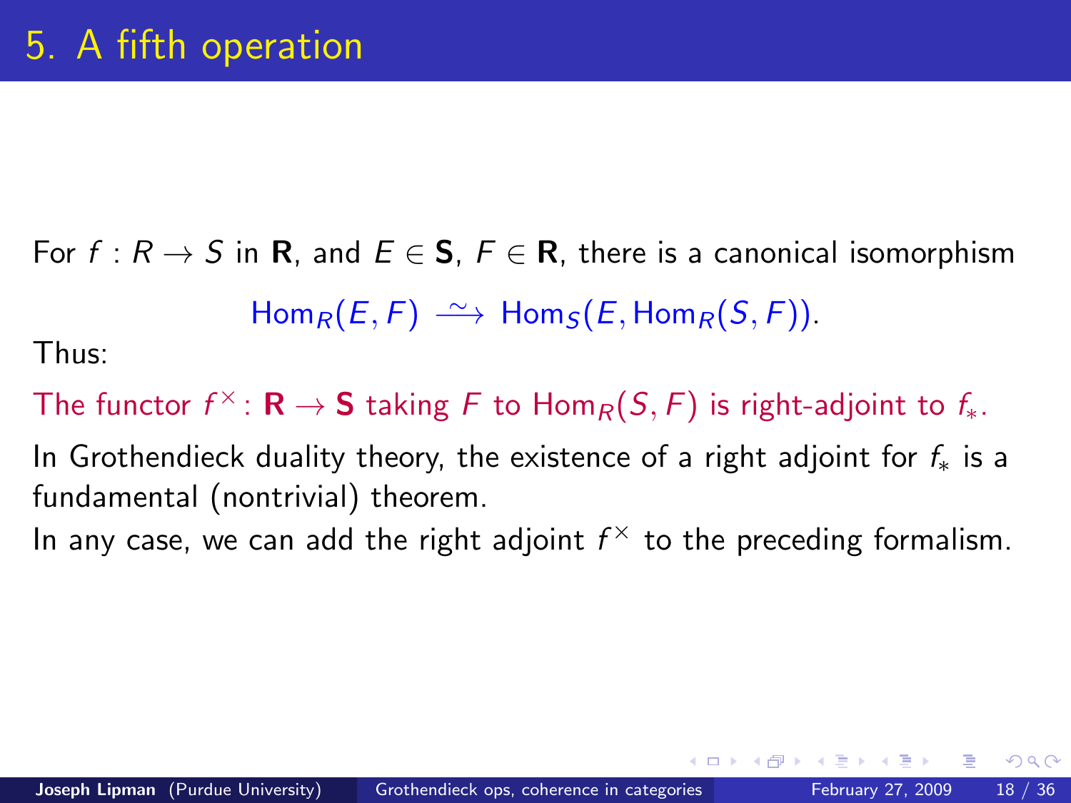# 5. A fifth operation

For $f : R \to S$ in $\mathbf{R}$, and $E \in \mathbf{S}$, $F \in \mathbf{R}$, there is a canonical isomorphism

$$\mathrm{Hom}_R(E, F) \xrightarrow{\sim} \mathrm{Hom}_S(E, \mathrm{Hom}_R(S, F)).$$

Thus:

The functor $f^\times \colon \mathbf{R} \to \mathbf{S}$ taking $F$ to $\mathrm{Hom}_R(S, F)$ is right-adjoint to $f_*$.

In Grothendieck duality theory, the existence of a right adjoint for $f_*$ is a fundamental (nontrivial) theorem.

In any case, we can add the right adjoint $f^\times$ to the preceding formalism.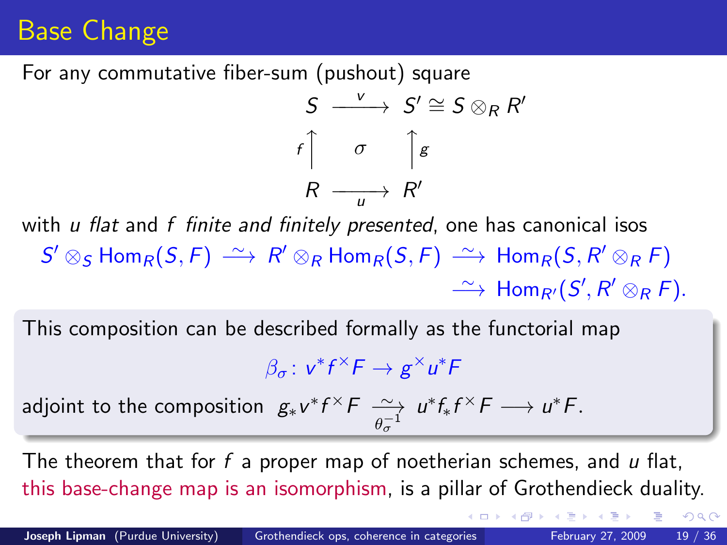# Base Change

For any commutative fiber-sum (pushout) square

$$
\begin{array}{ccc}
S & \xrightarrow{\ v\ } & S' \cong S \otimes_R R' \\
{\scriptstyle f}\uparrow & \sigma & \uparrow{\scriptstyle g} \\
R & \xrightarrow[\ u\ ]{} & R'
\end{array}
$$

with $u$ *flat* and $f$ *finite and finitely presented*, one has canonical isos

$$
S' \otimes_S \mathrm{Hom}_R(S, F) \xrightarrow{\sim} R' \otimes_R \mathrm{Hom}_R(S, F) \xrightarrow{\sim} \mathrm{Hom}_R(S, R' \otimes_R F)
$$
$$
\xrightarrow{\sim} \mathrm{Hom}_{R'}(S', R' \otimes_R F).
$$

This composition can be described formally as the functorial map

$$
\beta_\sigma \colon v^* f^\times F \to g^\times u^* F
$$

adjoint to the composition $g_* v^* f^\times F \xrightarrow[\theta_\sigma^{-1}]{\sim} u^* f_* f^\times F \longrightarrow u^* F.$

The theorem that for $f$ a proper map of noetherian schemes, and $u$ flat, this base-change map is an isomorphism, is a pillar of Grothendieck duality.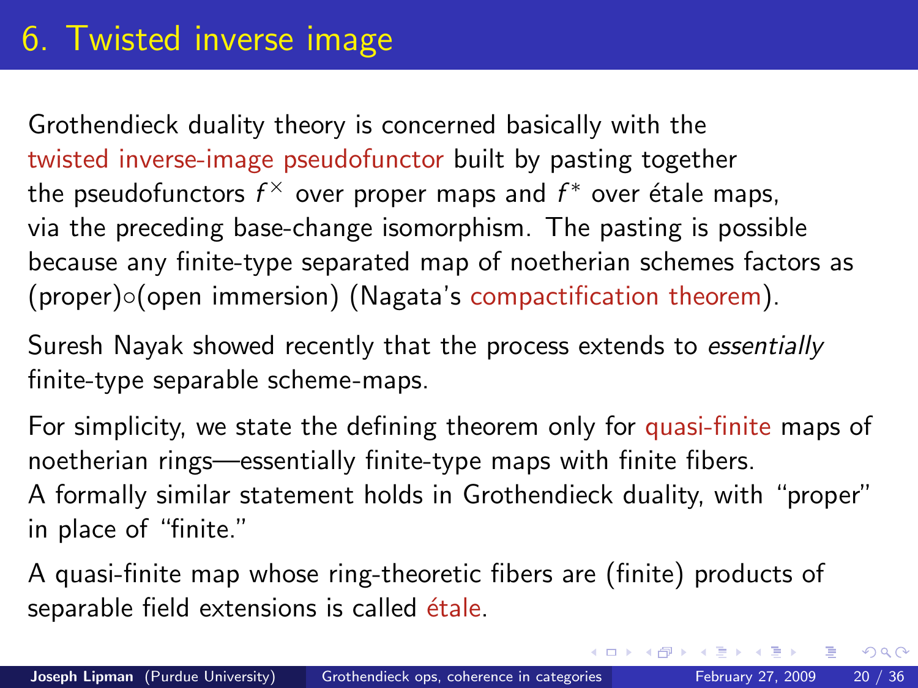# 6. Twisted inverse image

Grothendieck duality theory is concerned basically with the twisted inverse-image pseudofunctor built by pasting together the pseudofunctors $f^\times$ over proper maps and $f^*$ over étale maps, via the preceding base-change isomorphism. The pasting is possible because any finite-type separated map of noetherian schemes factors as (proper)$\circ$(open immersion) (Nagata's compactification theorem).

Suresh Nayak showed recently that the process extends to *essentially* finite-type separable scheme-maps.

For simplicity, we state the defining theorem only for quasi-finite maps of noetherian rings—essentially finite-type maps with finite fibers.
A formally similar statement holds in Grothendieck duality, with "proper" in place of "finite."

A quasi-finite map whose ring-theoretic fibers are (finite) products of separable field extensions is called étale.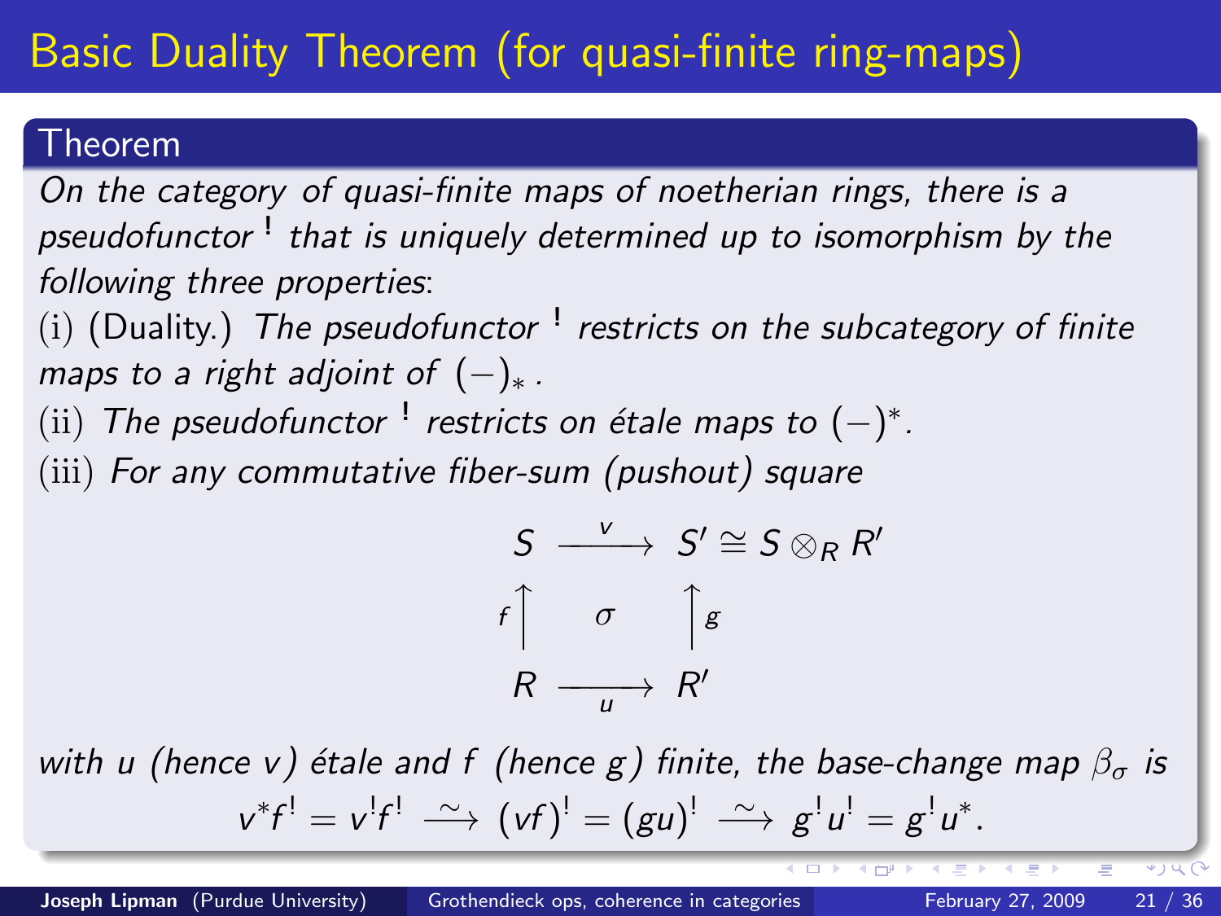# Basic Duality Theorem (for quasi-finite ring-maps)

**Theorem**

*On the category of quasi-finite maps of noetherian rings, there is a pseudofunctor* $^!$ *that is uniquely determined up to isomorphism by the following three properties*:

(i) (Duality.) *The pseudofunctor* $^!$ *restricts on the subcategory of finite maps to a right adjoint of* $(-)_*$ *.*

(ii) *The pseudofunctor* $^!$ *restricts on étale maps to* $(-)^*$*.*

(iii) *For any commutative fiber-sum (pushout) square*

$$\begin{array}{ccc} S & \xrightarrow{\;v\;} & S' \cong S \otimes_R R' \\ {\scriptstyle f}\uparrow & \sigma & \uparrow{\scriptstyle g} \\ R & \xrightarrow[\;u\;]{} & R' \end{array}$$

*with* $u$ *(hence* $v$*) étale and* $f$ *(hence* $g$*) finite, the base-change map* $\beta_\sigma$ *is*

$$v^*f^! = v^!f^! \xrightarrow{\;\sim\;} (vf)^! = (gu)^! \xrightarrow{\;\sim\;} g^!u^! = g^!u^*.$$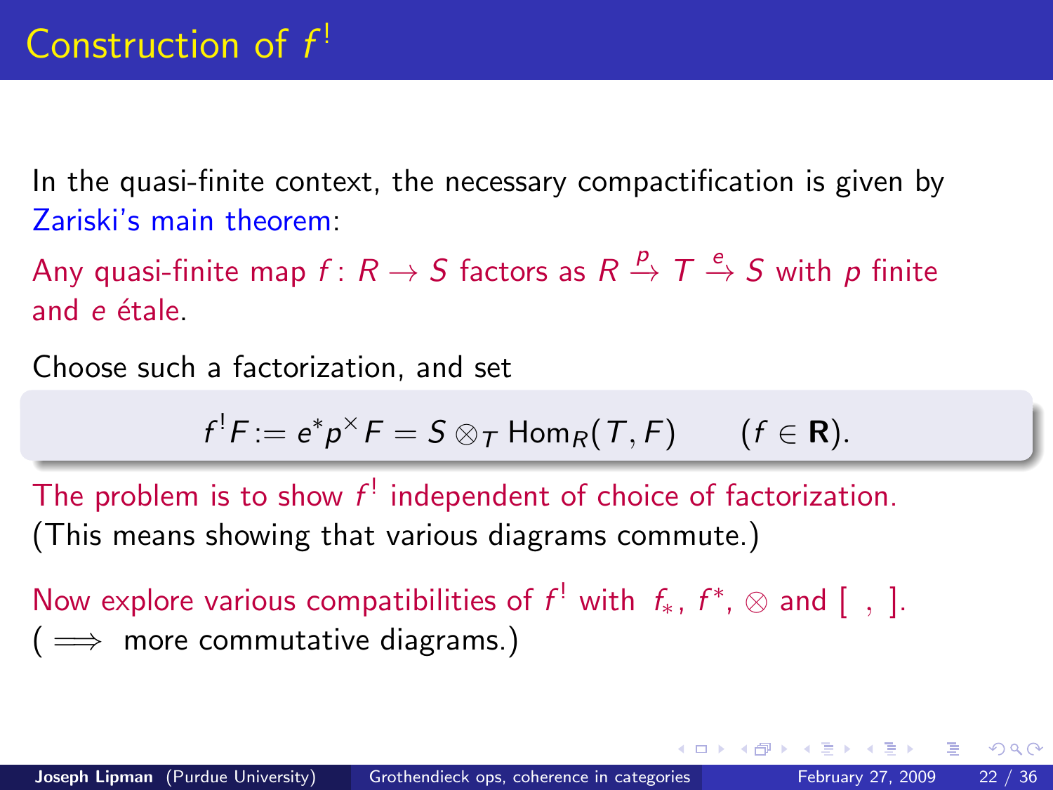# Construction of $f^!$

In the quasi-finite context, the necessary compactification is given by Zariski's main theorem:

Any quasi-finite map $f\colon R \to S$ factors as $R \xrightarrow{p} T \xrightarrow{e} S$ with $p$ finite and $e$ étale.

Choose such a factorization, and set

$$f^!F := e^*p^\times F = S \otimes_T \mathrm{Hom}_R(T, F) \qquad (f \in \mathbf{R}).$$

The problem is to show $f^!$ independent of choice of factorization. (This means showing that various diagrams commute.)

Now explore various compatibilities of $f^!$ with $f_*$, $f^*$, $\otimes$ and $[\ ,\ ]$.
($\Longrightarrow$ more commutative diagrams.)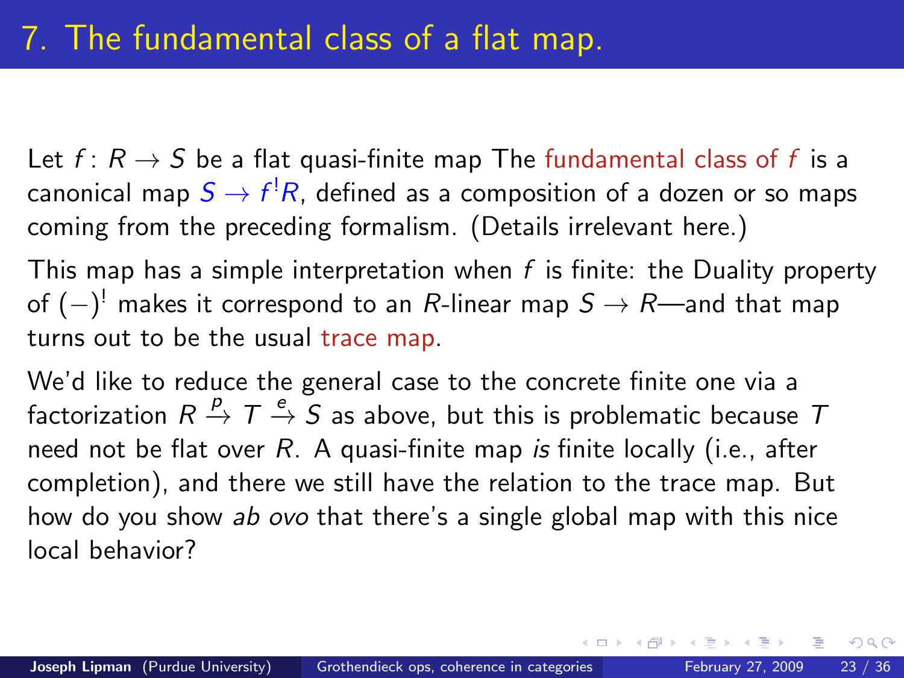# 7. The fundamental class of a flat map.

Let $f\colon R \to S$ be a flat quasi-finite map The fundamental class of $f$ is a canonical map $S \to f^!R$, defined as a composition of a dozen or so maps coming from the preceding formalism. (Details irrelevant here.)

This map has a simple interpretation when $f$ is finite: the Duality property of $(-)^!$ makes it correspond to an $R$-linear map $S \to R$—and that map turns out to be the usual trace map.

We'd like to reduce the general case to the concrete finite one via a factorization $R \xrightarrow{p} T \xrightarrow{e} S$ as above, but this is problematic because $T$ need not be flat over $R$. A quasi-finite map *is* finite locally (i.e., after completion), and there we still have the relation to the trace map. But how do you show *ab ovo* that there's a single global map with this nice local behavior?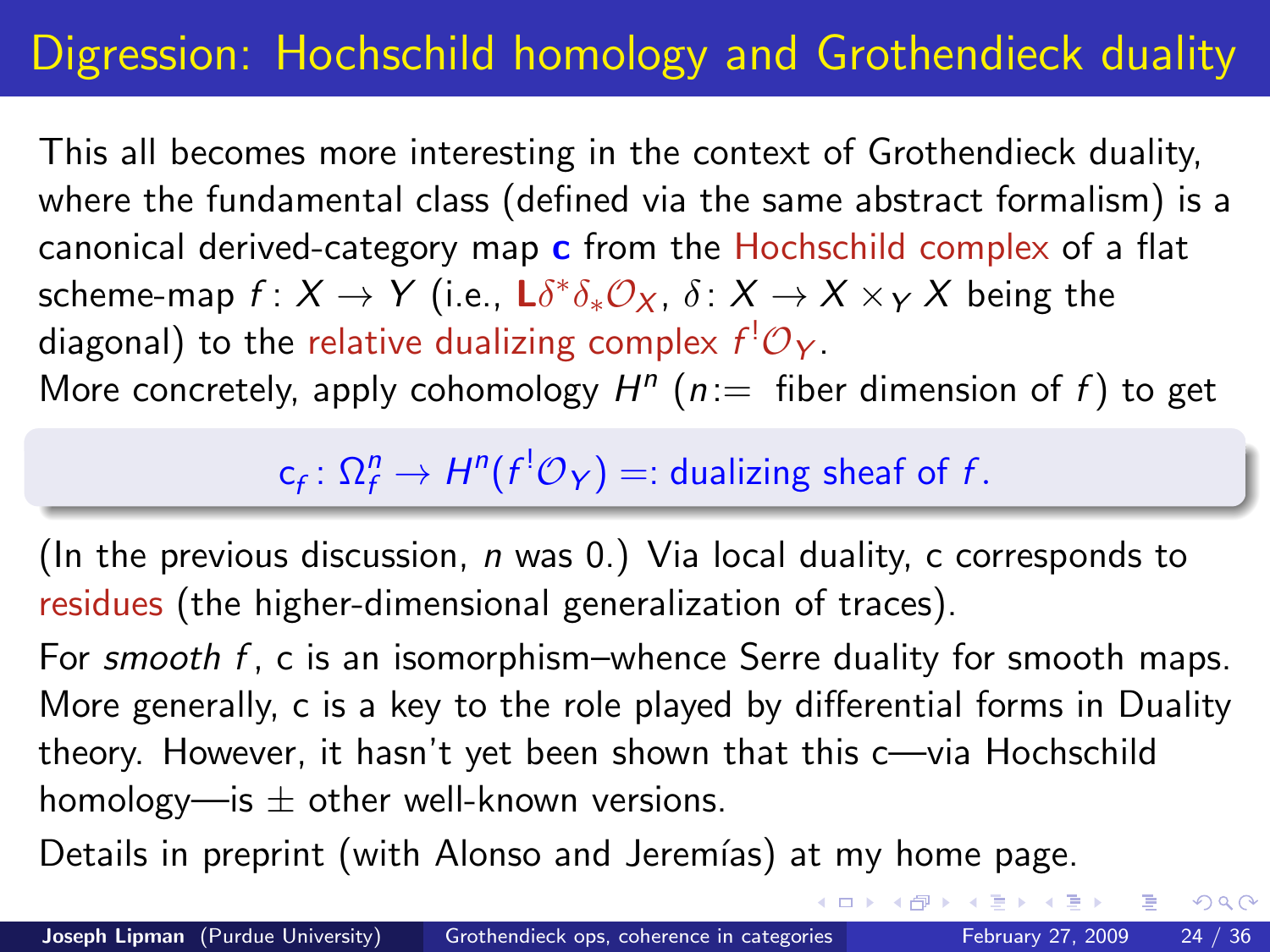# Digression: Hochschild homology and Grothendieck duality

This all becomes more interesting in the context of Grothendieck duality, where the fundamental class (defined via the same abstract formalism) is a canonical derived-category map **c** from the Hochschild complex of a flat scheme-map $f\colon X \to Y$ (i.e., $\mathbf{L}\delta^*\delta_*\mathcal{O}_X$, $\delta\colon X \to X \times_Y X$ being the diagonal) to the relative dualizing complex $f^!\mathcal{O}_Y$.

More concretely, apply cohomology $H^n$ ($n :=$ fiber dimension of $f$) to get

$$\mathsf{c}_f\colon \Omega^n_f \to H^n(f^!\mathcal{O}_Y) =: \text{dualizing sheaf of } f.$$

(In the previous discussion, $n$ was 0.) Via local duality, c corresponds to residues (the higher-dimensional generalization of traces).

For *smooth* $f$, c is an isomorphism–whence Serre duality for smooth maps. More generally, c is a key to the role played by differential forms in Duality theory. However, it hasn't yet been shown that this c—via Hochschild homology—is $\pm$ other well-known versions.

Details in preprint (with Alonso and Jeremías) at my home page.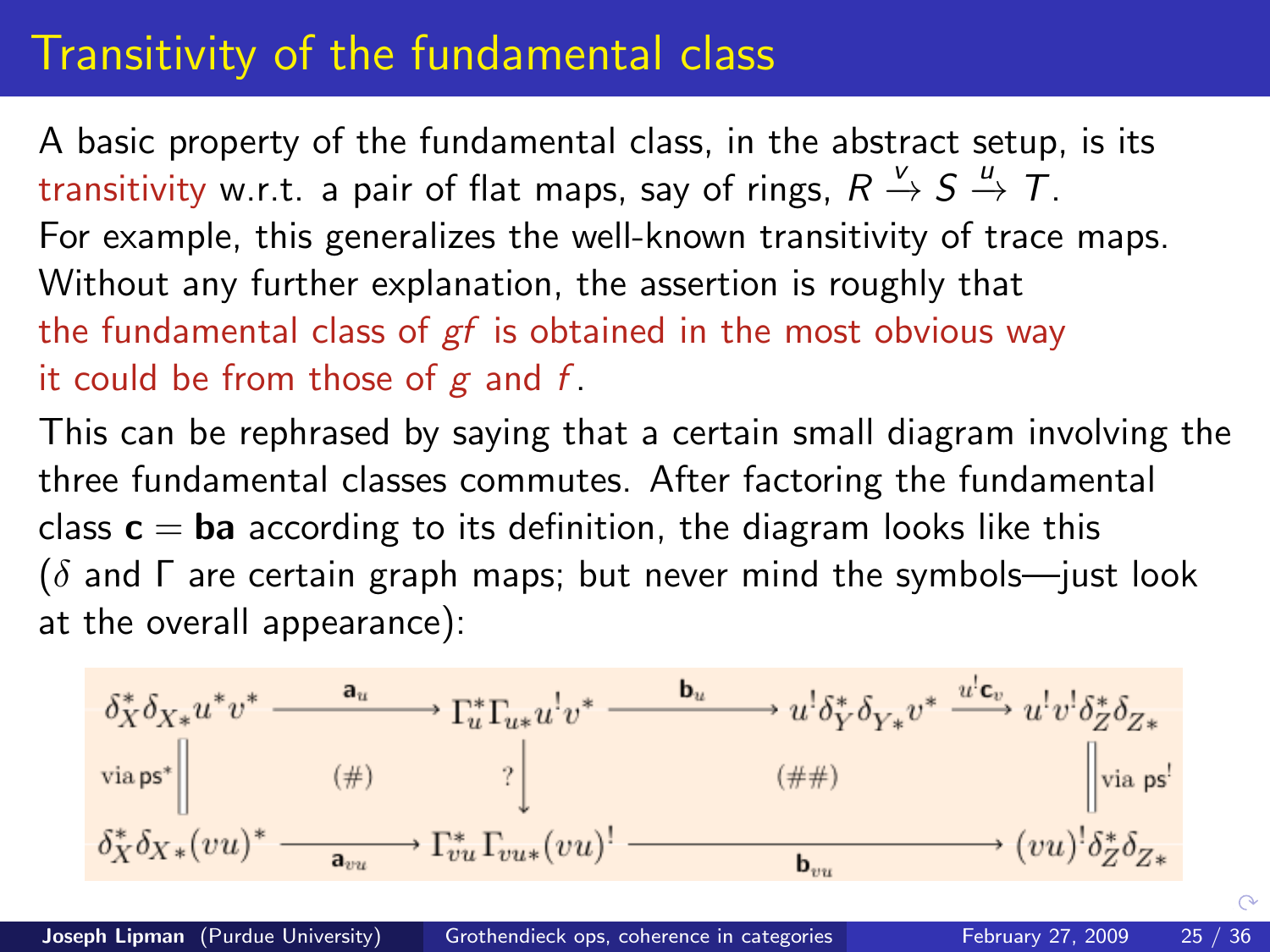# Transitivity of the fundamental class

A basic property of the fundamental class, in the abstract setup, is its transitivity w.r.t. a pair of flat maps, say of rings, $R \xrightarrow{v} S \xrightarrow{u} T$.
For example, this generalizes the well-known transitivity of trace maps.
Without any further explanation, the assertion is roughly that
the fundamental class of $gf$ is obtained in the most obvious way it could be from those of $g$ and $f$.

This can be rephrased by saying that a certain small diagram involving the three fundamental classes commutes. After factoring the fundamental class $\mathbf{c} = \mathbf{ba}$ according to its definition, the diagram looks like this ($\delta$ and $\Gamma$ are certain graph maps; but never mind the symbols—just look at the overall appearance):

$$
\begin{array}{ccccccc}
\delta_X^*\delta_{X*}u^*v^* & \xrightarrow{\ \mathbf{a}_u\ } & \Gamma_u^*\Gamma_{u*}u^!v^* & \xrightarrow{\ \mathbf{b}_u\ } & u^!\delta_Y^*\delta_{Y*}v^* & \xrightarrow{\ u^!\mathbf{c}_v\ } & u^!v^!\delta_Z^*\delta_{Z*} \\
\text{via ps}^* \Big\| & (\#) & ?\Big\downarrow & & (\#\#) & & \Big\| \text{via ps}^! \\
\delta_X^*\delta_{X*}(vu)^* & \xrightarrow[\ \mathbf{a}_{vu}\ ]{} & \Gamma_{vu}^*\Gamma_{vu*}(vu)^! & & \xrightarrow[\ \mathbf{b}_{vu}\ ]{} & & (vu)^!\delta_Z^*\delta_{Z*}
\end{array}
$$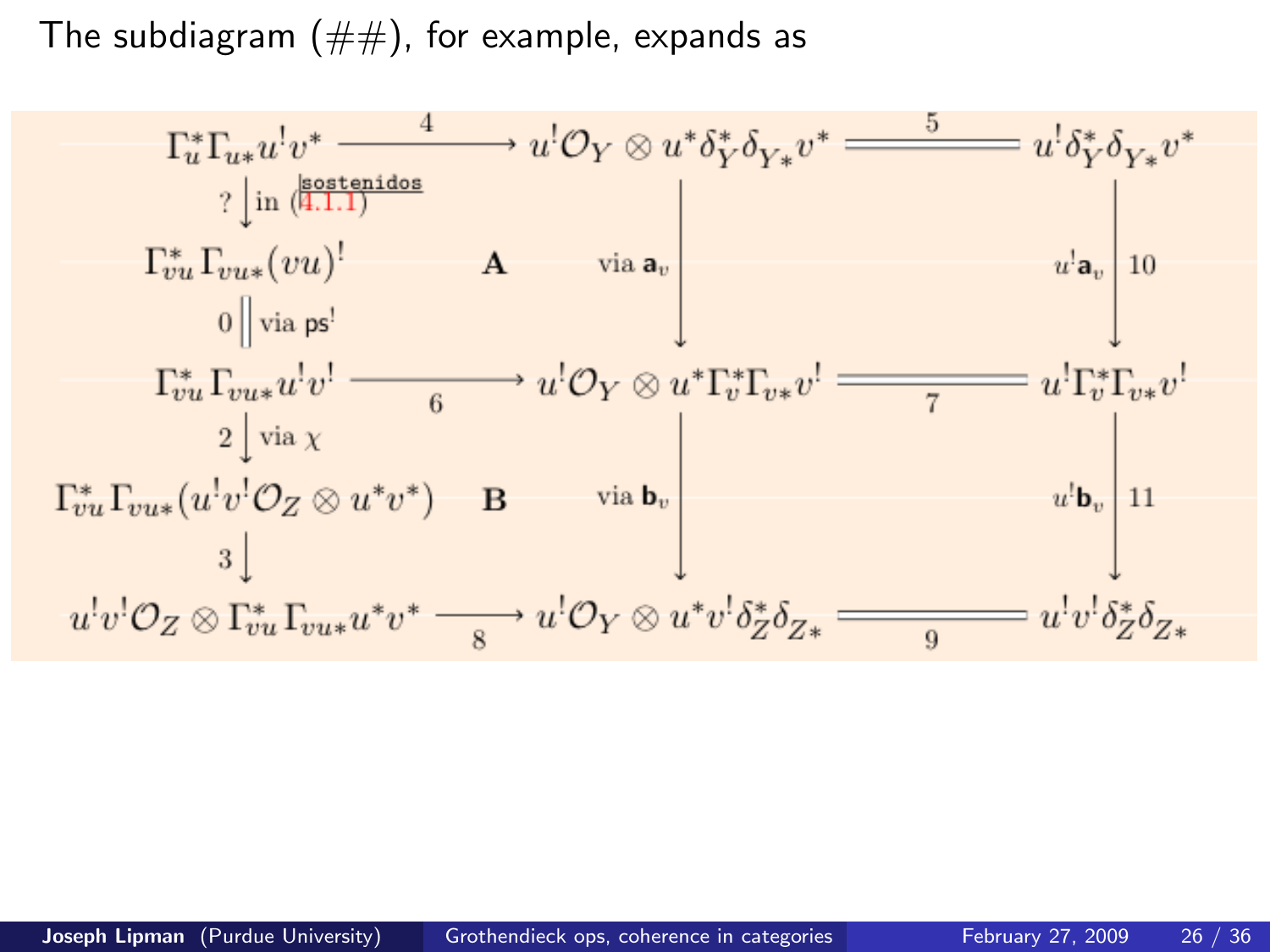The subdiagram (##), for example, expands as

$$
\begin{array}{ccccc}
\Gamma_u^*\Gamma_{u*}u^!v^* & \xrightarrow{\quad 4 \quad} & u^!\mathcal{O}_Y \otimes u^*\delta_Y^*\delta_{Y*}v^* & \overset{5}{=\!=\!=\!=} & u^!\delta_Y^*\delta_{Y*}v^* \\
{\scriptstyle ?}\big\downarrow{\scriptstyle \text{in (4.1.1)}} & & & & \\
\Gamma_{vu}^*\Gamma_{vu*}(vu)^! & \mathbf{A} & \big\downarrow{\scriptstyle \text{via } \mathbf{a}_v} & & {\scriptstyle u^!\mathbf{a}_v}\big\downarrow{\scriptstyle 10} \\
{\scriptstyle 0}\big\|{\scriptstyle \text{via } \mathsf{ps}^!} & & & & \\
\Gamma_{vu}^*\Gamma_{vu*}u^!v^! & \xrightarrow[\quad 6 \quad]{} & u^!\mathcal{O}_Y \otimes u^*\Gamma_v^*\Gamma_{v*}v^! & \underset{7}{=\!=\!=\!=} & u^!\Gamma_v^*\Gamma_{v*}v^! \\
{\scriptstyle 2}\big\downarrow{\scriptstyle \text{via } \chi} & & & & \\
\Gamma_{vu}^*\Gamma_{vu*}(u^!v^!\mathcal{O}_Z \otimes u^*v^*) & \mathbf{B} & \big\downarrow{\scriptstyle \text{via } \mathbf{b}_v} & & {\scriptstyle u^!\mathbf{b}_v}\big\downarrow{\scriptstyle 11} \\
{\scriptstyle 3}\big\downarrow & & & & \\
u^!v^!\mathcal{O}_Z \otimes \Gamma_{vu}^*\Gamma_{vu*}u^*v^* & \xrightarrow[\quad 8 \quad]{} & u^!\mathcal{O}_Y \otimes u^*v^!\delta_Z^*\delta_{Z*} & \underset{9}{=\!=\!=\!=} & u^!v^!\delta_Z^*\delta_{Z*}
\end{array}
$$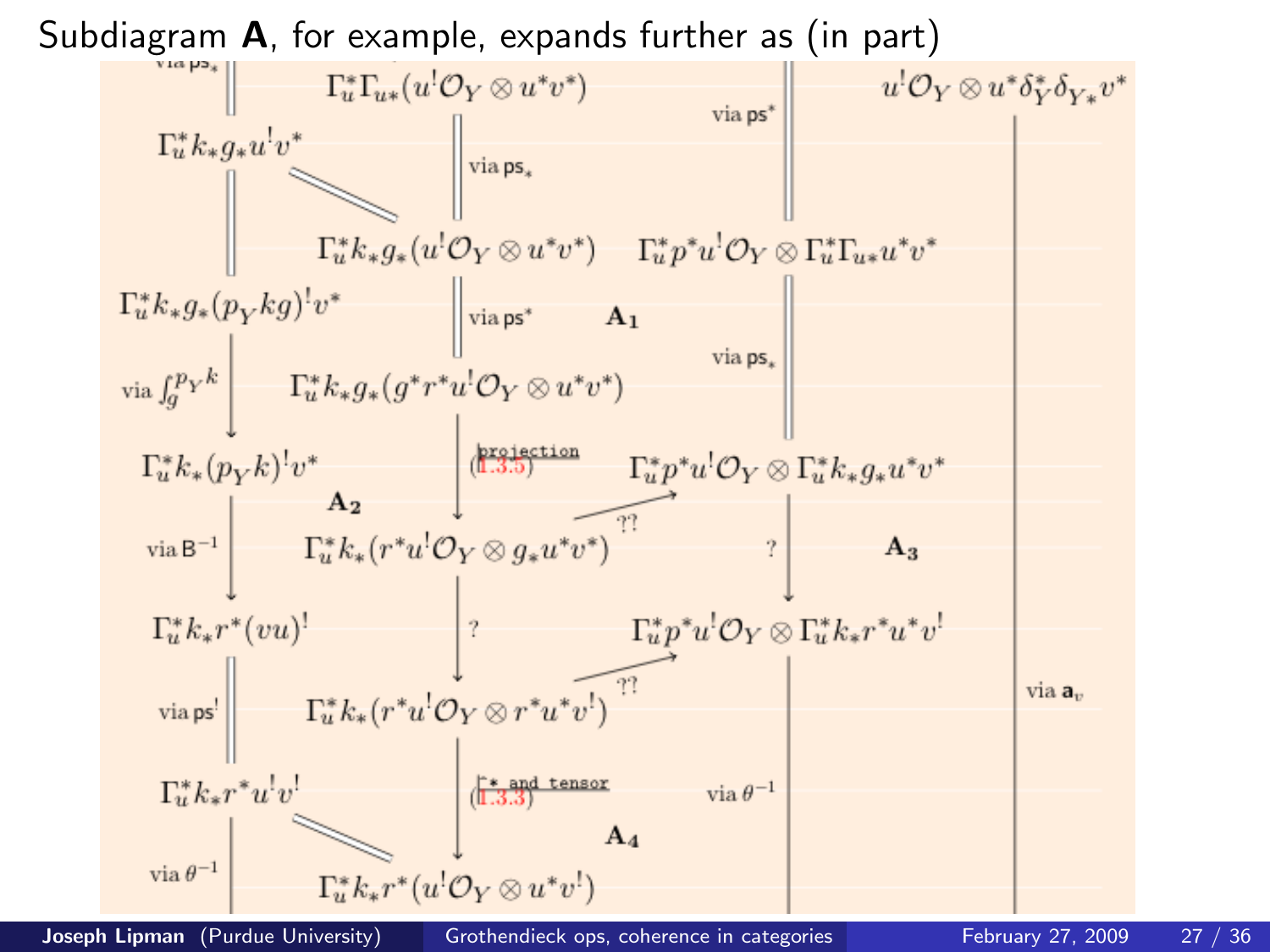Subdiagram **A**, for example, expands further as (in part)

$$\begin{array}{cccc}
 & \Gamma_u^*\Gamma_{u*}(u^!\mathcal{O}_Y\otimes u^*v^*) & & u^!\mathcal{O}_Y\otimes u^*\delta_Y^*\delta_{Y*}v^* \\
\Gamma_u^*k_*g_*u^!v^* & \big\| \text{ via } \mathsf{ps}_* & \big\| \text{ via } \mathsf{ps}^* & \\
\big\| & \Gamma_u^*k_*g_*(u^!\mathcal{O}_Y\otimes u^*v^*) & \Gamma_u^*p^*u^!\mathcal{O}_Y\otimes\Gamma_u^*\Gamma_{u*}u^*v^* & \\
\Gamma_u^*k_*g_*(p_Ykg)^!v^* & \big\| \text{ via } \mathsf{ps}^* \quad \mathbf{A_1} & \big\| \text{ via } \mathsf{ps}_* & \\
\downarrow \text{ via } \int_g^{p_Yk} & \Gamma_u^*k_*g_*(g^*r^*u^!\mathcal{O}_Y\otimes u^*v^*) & & \\
\Gamma_u^*k_*(p_Yk)^!v^* & \downarrow \text{ projection (1.3.5)} & \Gamma_u^*p^*u^!\mathcal{O}_Y\otimes\Gamma_u^*k_*g_*u^*v^* & \\
\mathbf{A_2} \quad \downarrow \text{ via } \mathsf{B}^{-1} & \Gamma_u^*k_*(r^*u^!\mathcal{O}_Y\otimes g_*u^*v^*) \xrightarrow{??} & \downarrow ? \quad \mathbf{A_3} & \downarrow \text{ via } \mathbf{a}_v \\
\Gamma_u^*k_*r^*(vu)^! & \downarrow ? & \Gamma_u^*p^*u^!\mathcal{O}_Y\otimes\Gamma_u^*k_*r^*u^*v^! & \\
\big\| \text{ via } \mathsf{ps}^! & \Gamma_u^*k_*(r^*u^!\mathcal{O}_Y\otimes r^*u^*v^!) \xrightarrow{??} & & \\
\Gamma_u^*k_*r^*u^!v^! & \downarrow \Gamma^* \text{ and tensor (1.3.3)} \quad \mathbf{A_4} & \text{via } \theta^{-1} & \\
\downarrow \text{ via } \theta^{-1} & \Gamma_u^*k_*r^*(u^!\mathcal{O}_Y\otimes u^*v^!) & &
\end{array}$$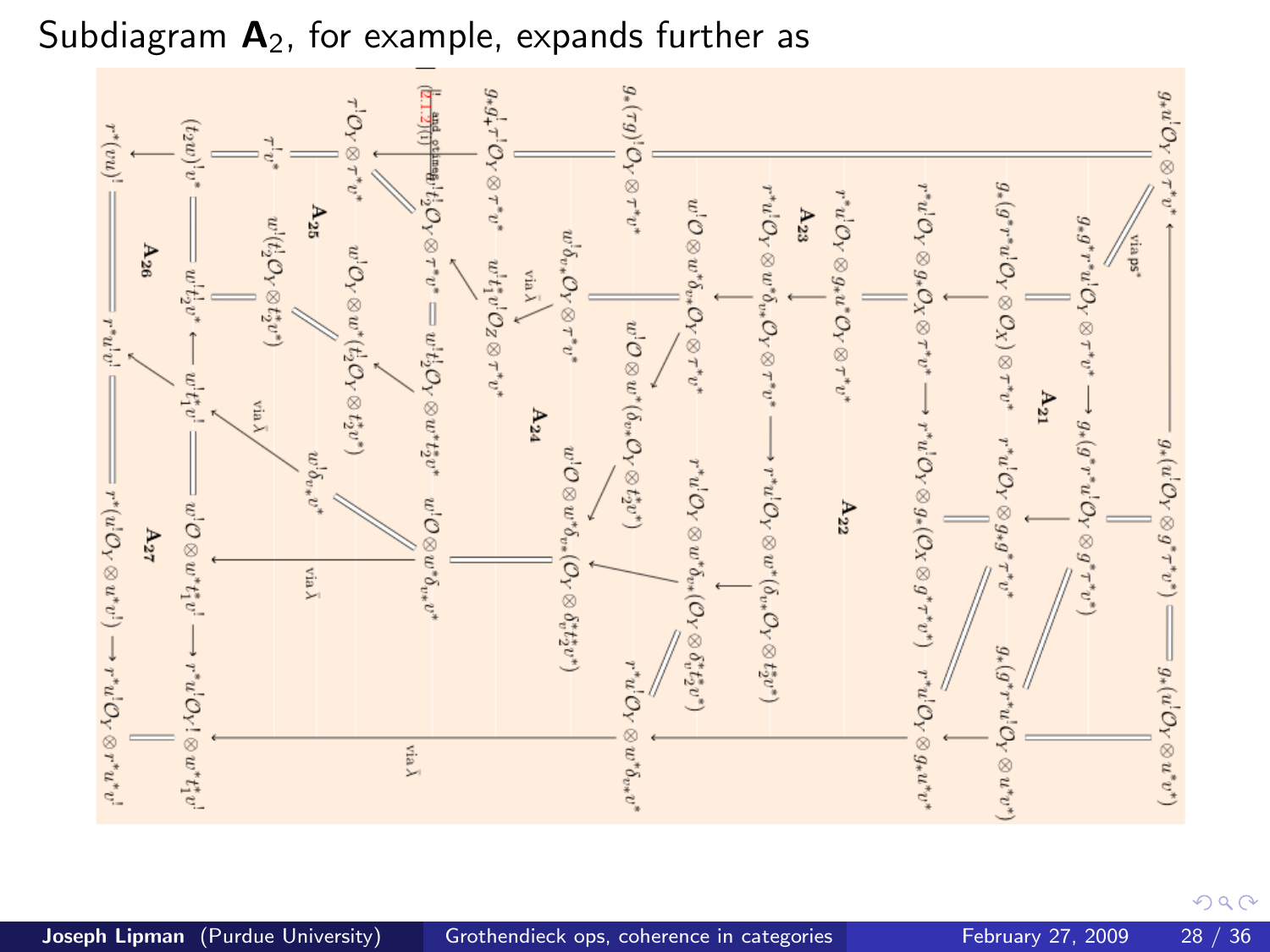Subdiagram $\mathbf{A}_2$, for example, expands further as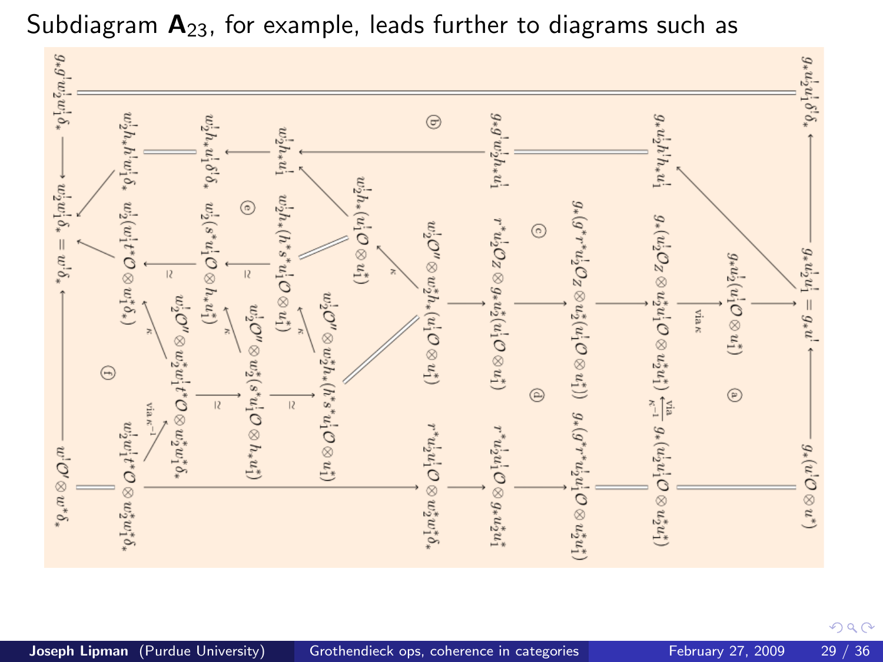Subdiagram $\mathbf{A}_{23}$, for example, leads further to diagrams such as

$$
\begin{array}{ccccc}
g_*g^! u_2^! u_1^! \delta_* & = & \cdots & = & g_* u_2^! u_1^! \delta^! \delta_* \\
\downarrow & & & & \uparrow \\
w_2^! u_1^! \delta_* = u^! \delta_* & & \cdots & & g_* u_2^! u_1^! = g_* u^! \\
\uparrow & & & & \uparrow \\
u^! \mathcal{O}' \otimes u^* \delta_* & & \cdots & & g_*(u^! \mathcal{O} \otimes u^*)
\end{array}
$$

Interior objects of the diagram: $w_2^! h_* h^! w_1^! \delta_*$, $w_2^! h_* u_1^! \delta^! \delta_*$, $w_2^! h_* u_1^!$, $g_* g^! w_2^! h_* u_1^!$, $g_* u_2^! h^! h_* u_1^!$, $w_2^!(w_1^! t^* \mathcal{O} \otimes u_1^* \delta_*)$, $w_2^!(s^* u_1^! \mathcal{O} \otimes h_* u_1^*)$, $w_2^! h_*(h^* s^* u_1^! \mathcal{O} \otimes u_1^*)$, $w_2^! h_*(u_1^! \mathcal{O} \otimes u_1^*)$, $w_2^! \mathcal{O}'' \otimes w_2^* h_*(u_1^! \mathcal{O} \otimes u_1^*)$, $r^* u_2^! \mathcal{O}_Z \otimes g_* u_2^*(u_1^! \mathcal{O} \otimes u_1^*)$, $g_*(g^* r^* u_2^! \mathcal{O}_Z \otimes u_2^*(u_1^! \mathcal{O} \otimes u_1^*))$, $g_*(u_2^! \mathcal{O}_Z \otimes u_2^* u_1^! \mathcal{O} \otimes u_2^* u_1^*)$, $g_* u_2^!(u_1^! \mathcal{O} \otimes u_1^*)$, $w_2^! \mathcal{O}'' \otimes w_2^* w_1^! t^* \mathcal{O} \otimes u_2^* u_1^* \delta_*$, $w_2^! \mathcal{O}'' \otimes w_2^*(s^* u_1^! \mathcal{O} \otimes h_* u_1^*)$, $w_2^! \mathcal{O}'' \otimes w_2^* h_*(h^* s^* u_1^! \mathcal{O} \otimes u_1^*)$, $w_2^! w_1^! t^* \mathcal{O} \otimes w_2^* u_1^* \delta_*$, $r^* u_2^! u_1^! \mathcal{O} \otimes w_2^* u_1^* \delta_*$, $r^* u_2^! u_1^! \mathcal{O} \otimes g_* u_2^* u_1^*$, $g_*(g^* r^* u_2^! u_1^! \mathcal{O} \otimes u_2^* u_1^*)$, $g_*(u_2^! u_1^! \mathcal{O} \otimes u_2^* u_1^*)$; with subdiagrams labeled ⓐ, ⓑ, ⓒ, ⓓ, ⓔ, ⓕ and arrows labeled $\kappa$, via $\kappa$, via $\kappa^{-1}$, $\cong$.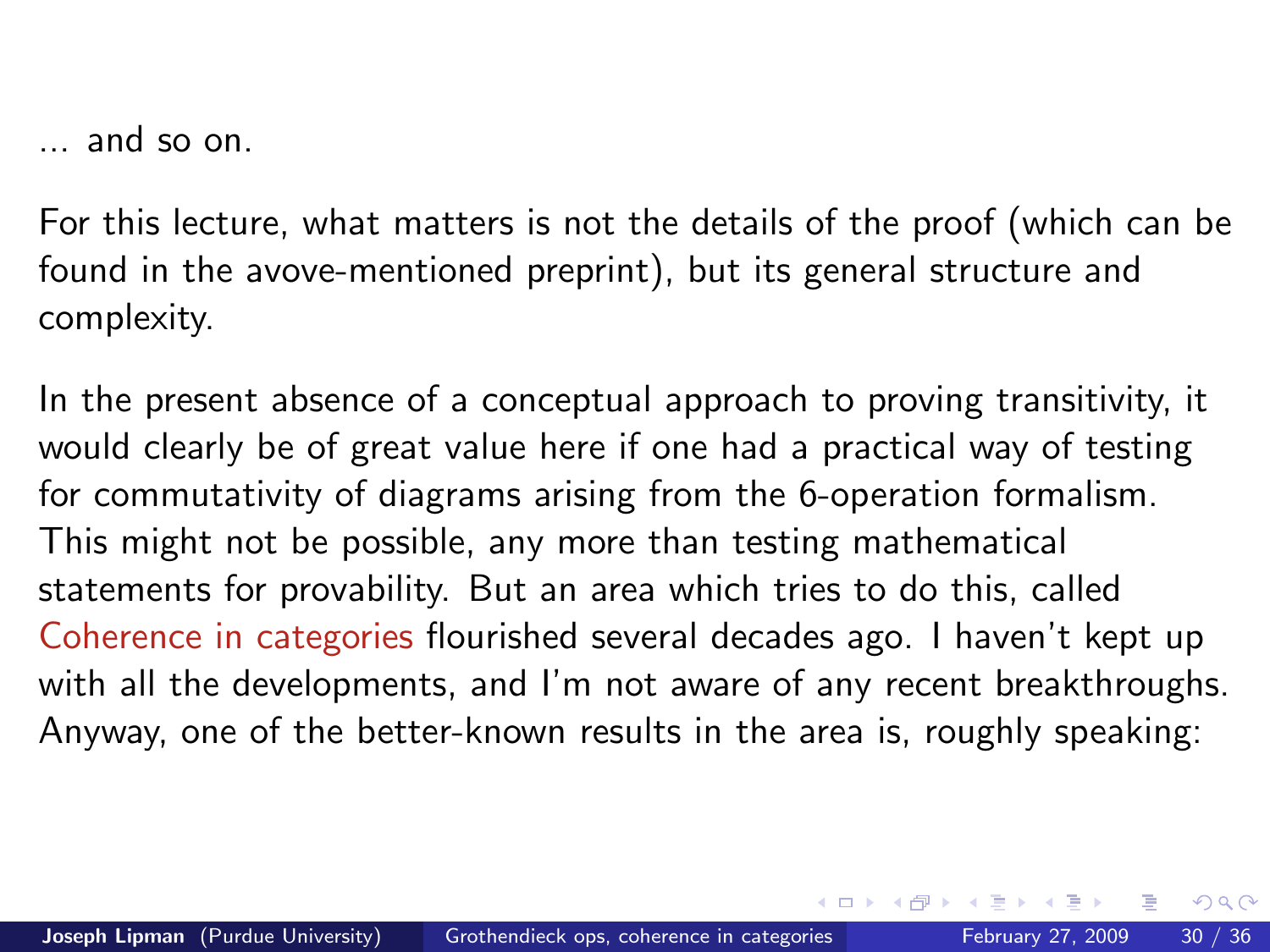... and so on.

For this lecture, what matters is not the details of the proof (which can be found in the avove-mentioned preprint), but its general structure and complexity.

In the present absence of a conceptual approach to proving transitivity, it would clearly be of great value here if one had a practical way of testing for commutativity of diagrams arising from the 6-operation formalism. This might not be possible, any more than testing mathematical statements for provability. But an area which tries to do this, called Coherence in categories flourished several decades ago. I haven't kept up with all the developments, and I'm not aware of any recent breakthroughs. Anyway, one of the better-known results in the area is, roughly speaking: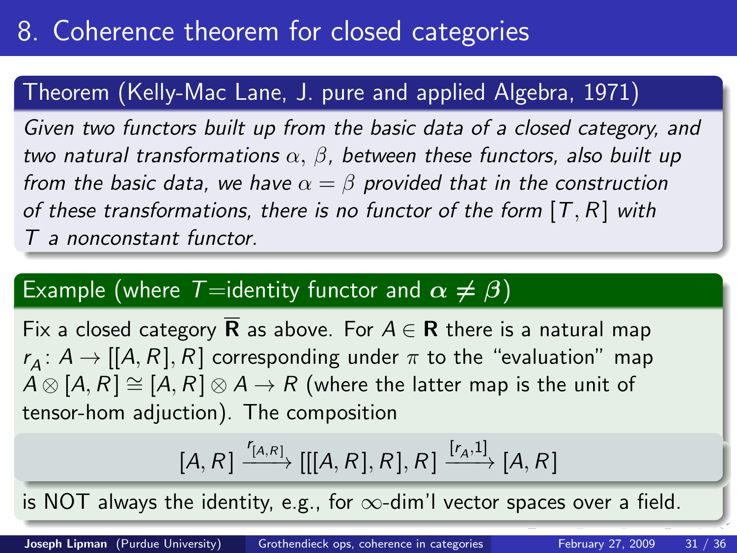# 8. Coherence theorem for closed categories

**Theorem (Kelly-Mac Lane, J. pure and applied Algebra, 1971)**

*Given two functors built up from the basic data of a closed category, and two natural transformations $\alpha$, $\beta$, between these functors, also built up from the basic data, we have $\alpha = \beta$ provided that in the construction of these transformations, there is no functor of the form $[T, R]$ with $T$ a nonconstant functor.*

**Example (where $T$=identity functor and $\boldsymbol{\alpha \neq \beta}$)**

Fix a closed category $\overline{\mathbf{R}}$ as above. For $A \in \mathbf{R}$ there is a natural map $r_A \colon A \to [[A, R], R]$ corresponding under $\pi$ to the "evaluation" map $A \otimes [A, R] \cong [A, R] \otimes A \to R$ (where the latter map is the unit of tensor-hom adjuction). The composition

$$[A, R] \xrightarrow{r_{[A,R]}} [[[A, R], R], R] \xrightarrow{[r_A, 1]} [A, R]$$

is NOT always the identity, e.g., for $\infty$-dim'l vector spaces over a field.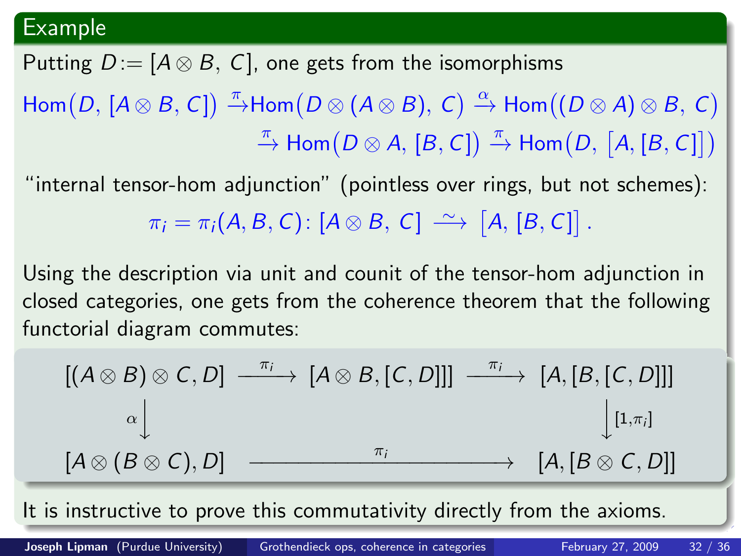## Example

Putting $D := [A \otimes B,\ C]$, one gets from the isomorphisms

$$\mathrm{Hom}\big(D,\ [A\otimes B,\ C]\big) \xrightarrow{\pi} \mathrm{Hom}\big(D\otimes(A\otimes B),\ C\big) \xrightarrow{\alpha} \mathrm{Hom}\big((D\otimes A)\otimes B,\ C\big)$$
$$\xrightarrow{\pi} \mathrm{Hom}\big(D\otimes A,\ [B,C]\big) \xrightarrow{\pi} \mathrm{Hom}\big(D,\ \big[A,[B,C]\big]\big)$$

"internal tensor-hom adjunction" (pointless over rings, but not schemes):

$$\pi_i = \pi_i(A,B,C)\colon [A\otimes B,\ C] \xrightarrow{\ \sim\ } \big[A,\ [B,C]\big]\,.$$

Using the description via unit and counit of the tensor-hom adjunction in closed categories, one gets from the coherence theorem that the following functorial diagram commutes:

$$\begin{array}{ccccc}
[(A\otimes B)\otimes C, D] & \xrightarrow{\pi_i} & [A\otimes B,[C,D]]] & \xrightarrow{\pi_i} & [A,[B,[C,D]]] \\
\Big\downarrow{\scriptstyle\alpha} & & & & \Big\downarrow{\scriptstyle [1,\pi_i]} \\
[A\otimes(B\otimes C), D] & & \xrightarrow{\qquad\qquad\pi_i\qquad\qquad} & & [A,[B\otimes C, D]]
\end{array}$$

It is instructive to prove this commutativity directly from the axioms.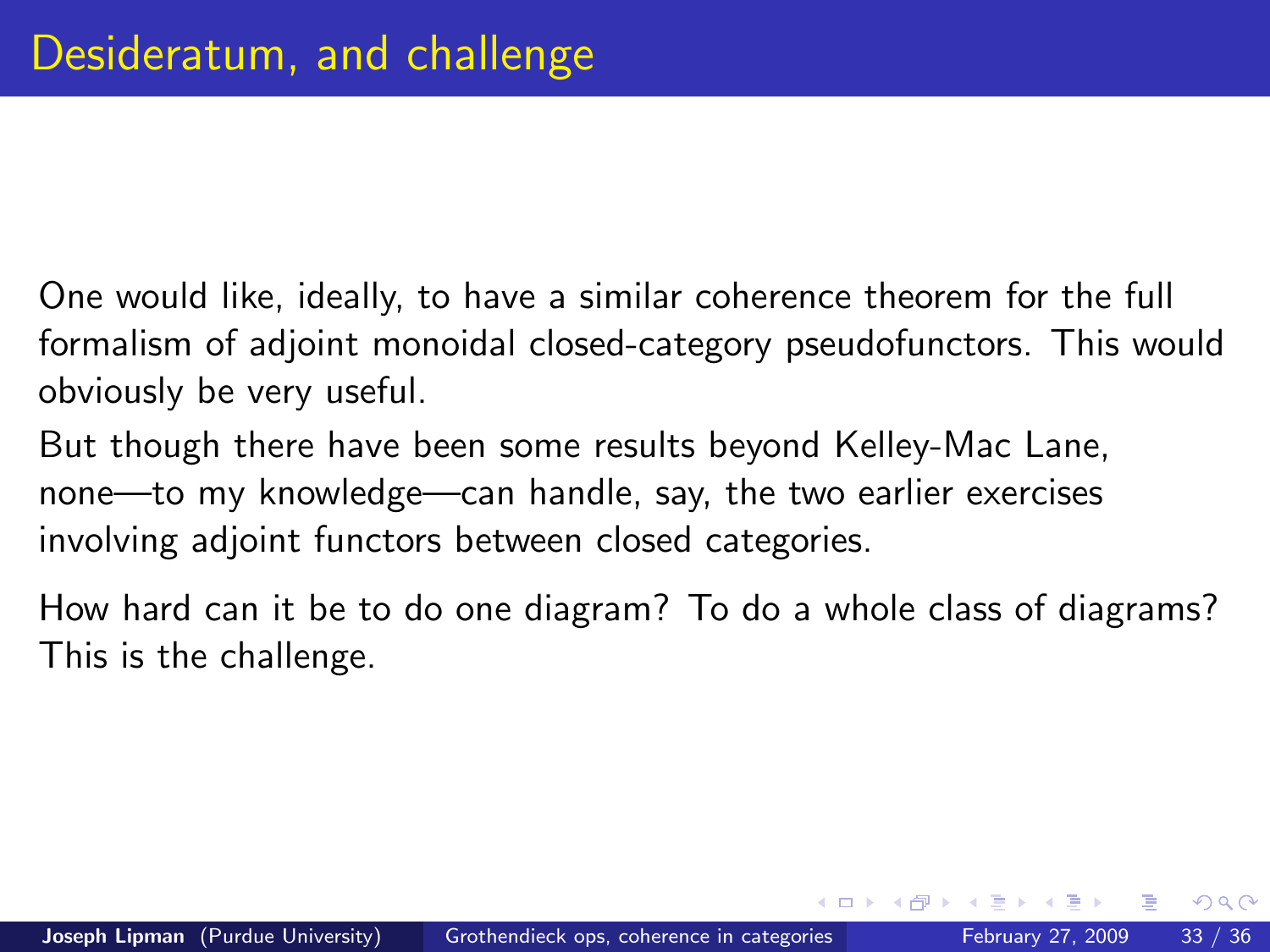# Desideratum, and challenge

One would like, ideally, to have a similar coherence theorem for the full formalism of adjoint monoidal closed-category pseudofunctors. This would obviously be very useful.

But though there have been some results beyond Kelley-Mac Lane, none—to my knowledge—can handle, say, the two earlier exercises involving adjoint functors between closed categories.

How hard can it be to do one diagram? To do a whole class of diagrams? This is the challenge.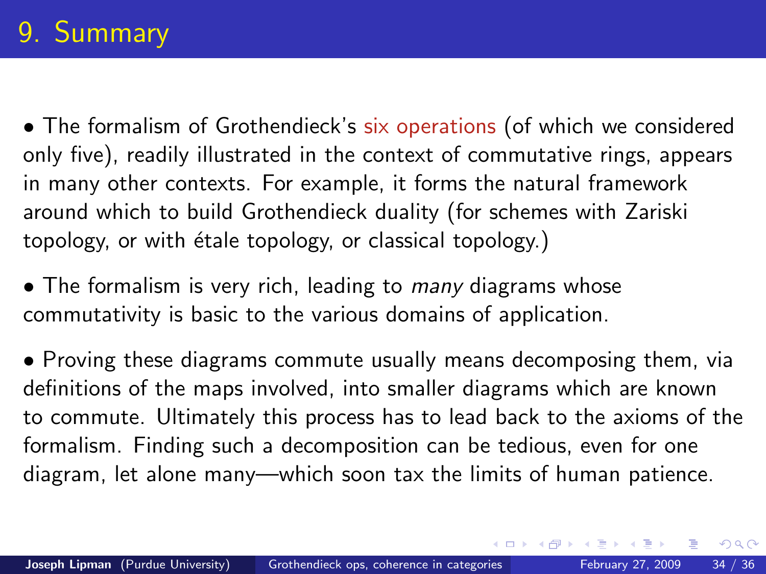# 9. Summary

- The formalism of Grothendieck's six operations (of which we considered only five), readily illustrated in the context of commutative rings, appears in many other contexts. For example, it forms the natural framework around which to build Grothendieck duality (for schemes with Zariski topology, or with étale topology, or classical topology.)

- The formalism is very rich, leading to *many* diagrams whose commutativity is basic to the various domains of application.

- Proving these diagrams commute usually means decomposing them, via definitions of the maps involved, into smaller diagrams which are known to commute. Ultimately this process has to lead back to the axioms of the formalism. Finding such a decomposition can be tedious, even for one diagram, let alone many—which soon tax the limits of human patience.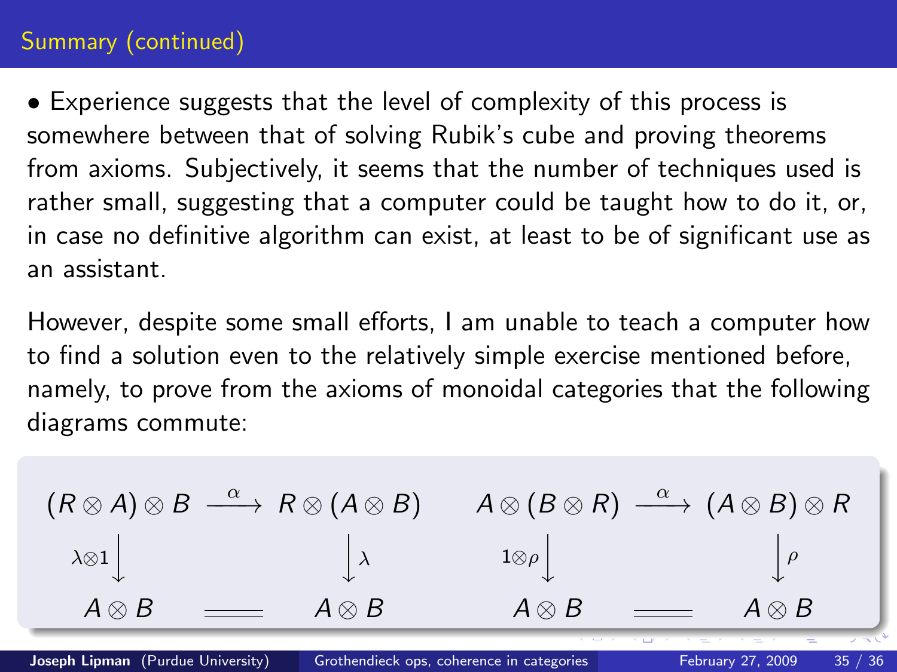## Summary (continued)

- Experience suggests that the level of complexity of this process is somewhere between that of solving Rubik's cube and proving theorems from axioms. Subjectively, it seems that the number of techniques used is rather small, suggesting that a computer could be taught how to do it, or, in case no definitive algorithm can exist, at least to be of significant use as an assistant.

However, despite some small efforts, I am unable to teach a computer how to find a solution even to the relatively simple exercise mentioned before, namely, to prove from the axioms of monoidal categories that the following diagrams commute:

$$
\begin{array}{ccc}
(R\otimes A)\otimes B & \xrightarrow{\ \alpha\ } & R\otimes(A\otimes B) \\
{\scriptstyle \lambda\otimes 1}\downarrow & & \downarrow{\scriptstyle \lambda} \\
A\otimes B & = & A\otimes B
\end{array}
\qquad
\begin{array}{ccc}
A\otimes(B\otimes R) & \xrightarrow{\ \alpha\ } & (A\otimes B)\otimes R \\
{\scriptstyle 1\otimes\rho}\downarrow & & \downarrow{\scriptstyle \rho} \\
A\otimes B & = & A\otimes B
\end{array}
$$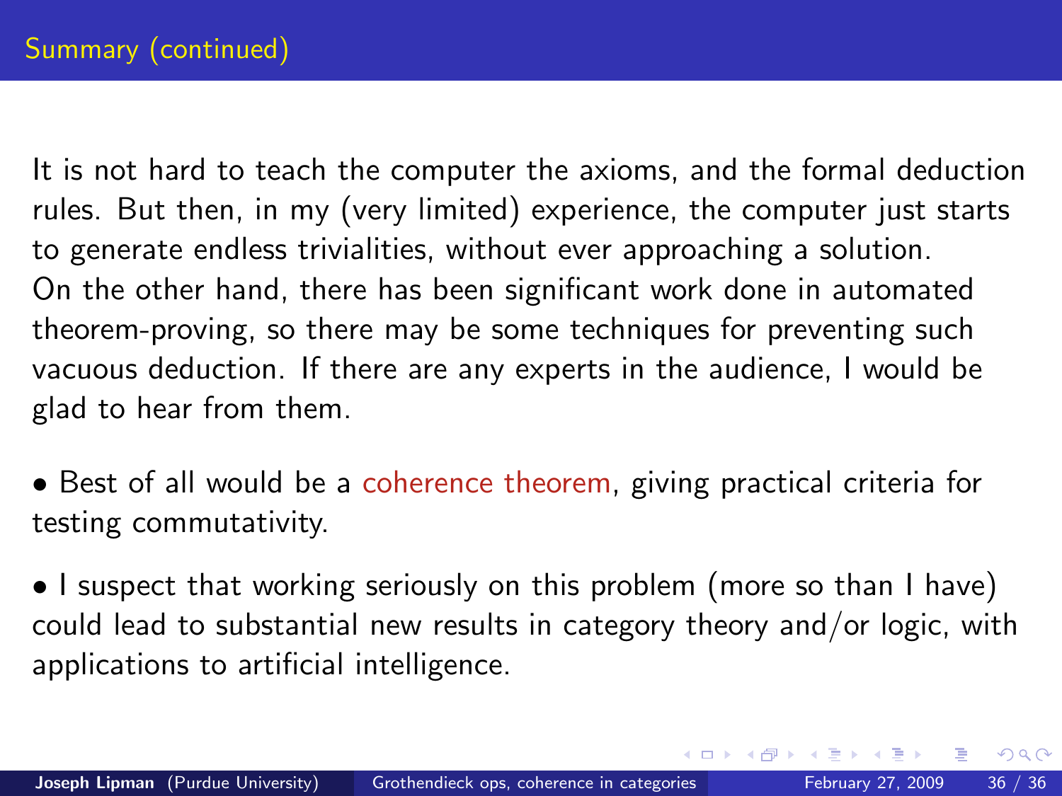## Summary (continued)

It is not hard to teach the computer the axioms, and the formal deduction rules. But then, in my (very limited) experience, the computer just starts to generate endless trivialities, without ever approaching a solution. On the other hand, there has been significant work done in automated theorem-proving, so there may be some techniques for preventing such vacuous deduction. If there are any experts in the audience, I would be glad to hear from them.

- Best of all would be a coherence theorem, giving practical criteria for testing commutativity.

- I suspect that working seriously on this problem (more so than I have) could lead to substantial new results in category theory and/or logic, with applications to artificial intelligence.